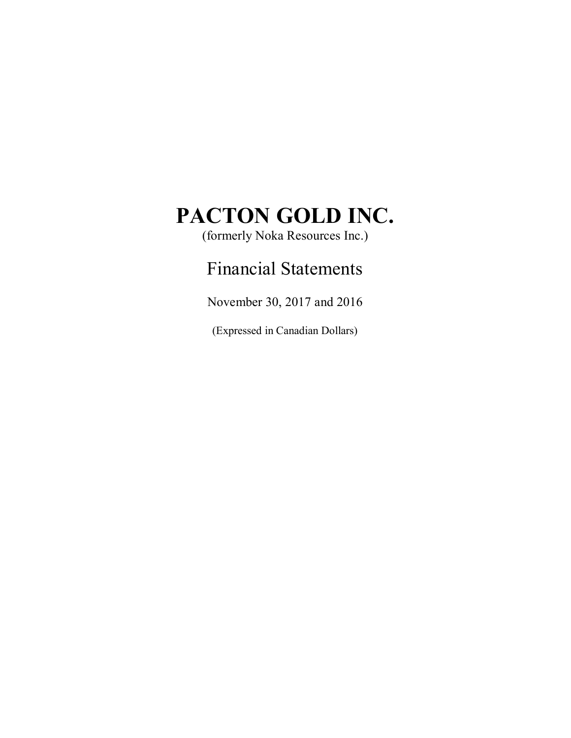# PACTON GOLD INC.

(formerly Noka Resources Inc.)

## Financial Statements

November 30, 2017 and 2016

(Expressed in Canadian Dollars)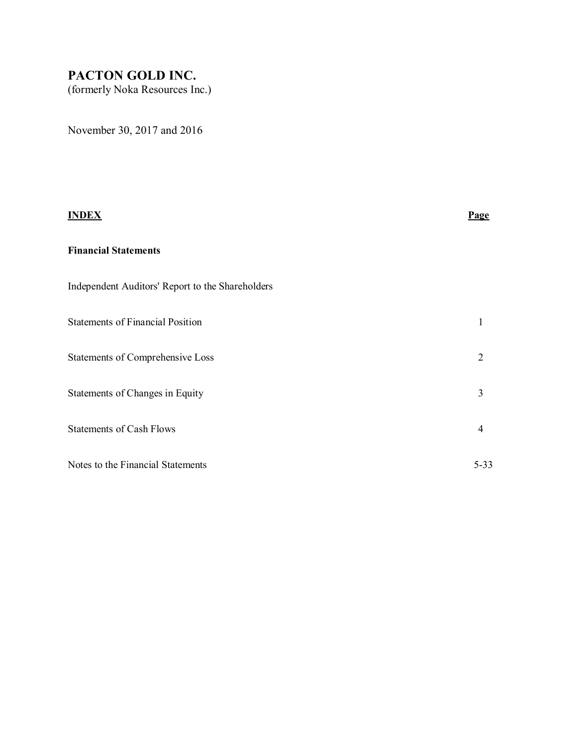# PACTON GOLD INC.

(formerly Noka Resources Inc.)

November 30, 2017 and 2016

| **INDEX** | **Page** |
|---|---|
| **Financial Statements** | |
| Independent Auditors' Report to the Shareholders | |
| Statements of Financial Position | 1 |
| Statements of Comprehensive Loss | 2 |
| Statements of Changes in Equity | 3 |
| Statements of Cash Flows | 4 |
| Notes to the Financial Statements | 5-33 |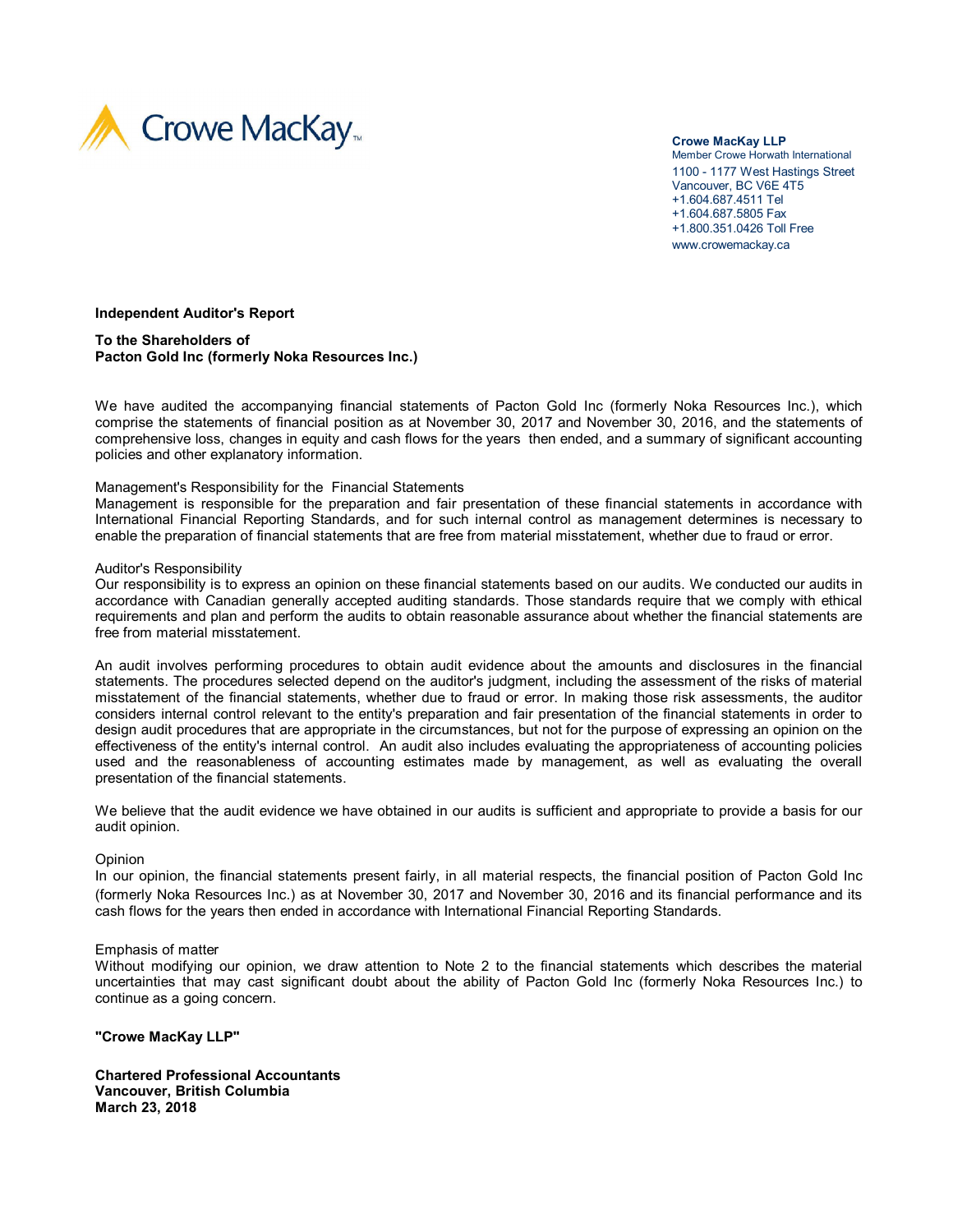Crowe MacKay™

**Crowe MacKay LLP**
Member Crowe Horwath International
1100 - 1177 West Hastings Street
Vancouver, BC V6E 4T5
+1.604.687.4511 Tel
+1.604.687.5805 Fax
+1.800.351.0426 Toll Free
www.crowemackay.ca

**Independent Auditor's Report**

**To the Shareholders of**
**Pacton Gold Inc (formerly Noka Resources Inc.)**

We have audited the accompanying financial statements of Pacton Gold Inc (formerly Noka Resources Inc.), which comprise the statements of financial position as at November 30, 2017 and November 30, 2016, and the statements of comprehensive loss, changes in equity and cash flows for the years then ended, and a summary of significant accounting policies and other explanatory information.

Management's Responsibility for the Financial Statements
Management is responsible for the preparation and fair presentation of these financial statements in accordance with International Financial Reporting Standards, and for such internal control as management determines is necessary to enable the preparation of financial statements that are free from material misstatement, whether due to fraud or error.

Auditor's Responsibility
Our responsibility is to express an opinion on these financial statements based on our audits. We conducted our audits in accordance with Canadian generally accepted auditing standards. Those standards require that we comply with ethical requirements and plan and perform the audits to obtain reasonable assurance about whether the financial statements are free from material misstatement.

An audit involves performing procedures to obtain audit evidence about the amounts and disclosures in the financial statements. The procedures selected depend on the auditor's judgment, including the assessment of the risks of material misstatement of the financial statements, whether due to fraud or error. In making those risk assessments, the auditor considers internal control relevant to the entity's preparation and fair presentation of the financial statements in order to design audit procedures that are appropriate in the circumstances, but not for the purpose of expressing an opinion on the effectiveness of the entity's internal control. An audit also includes evaluating the appropriateness of accounting policies used and the reasonableness of accounting estimates made by management, as well as evaluating the overall presentation of the financial statements.

We believe that the audit evidence we have obtained in our audits is sufficient and appropriate to provide a basis for our audit opinion.

Opinion
In our opinion, the financial statements present fairly, in all material respects, the financial position of Pacton Gold Inc (formerly Noka Resources Inc.) as at November 30, 2017 and November 30, 2016 and its financial performance and its cash flows for the years then ended in accordance with International Financial Reporting Standards.

Emphasis of matter
Without modifying our opinion, we draw attention to Note 2 to the financial statements which describes the material uncertainties that may cast significant doubt about the ability of Pacton Gold Inc (formerly Noka Resources Inc.) to continue as a going concern.

**"Crowe MacKay LLP"**

**Chartered Professional Accountants**
**Vancouver, British Columbia**
**March 23, 2018**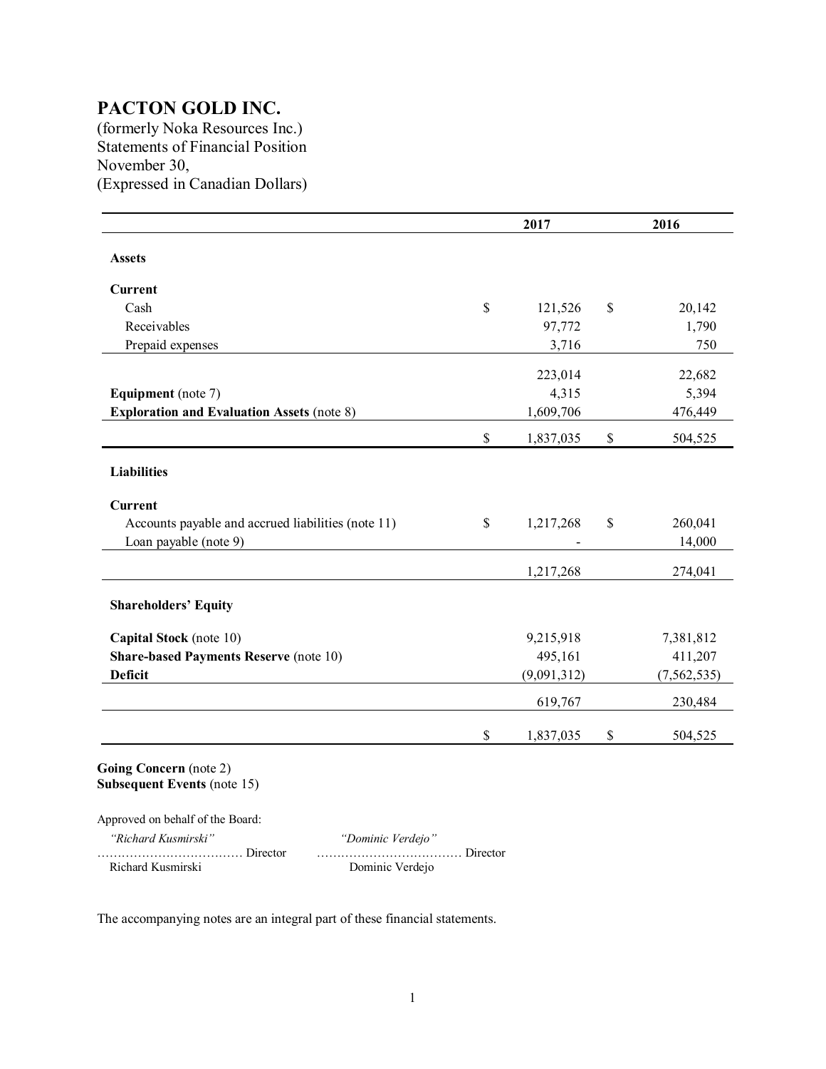# PACTON GOLD INC.

(formerly Noka Resources Inc.)
Statements of Financial Position
November 30,
(Expressed in Canadian Dollars)

| | 2017 | 2016 |
|---|---|---|
| **Assets** | | |
| **Current** | | |
| Cash | $ 121,526 | $ 20,142 |
| Receivables | 97,772 | 1,790 |
| Prepaid expenses | 3,716 | 750 |
| | 223,014 | 22,682 |
| **Equipment** (note 7) | 4,315 | 5,394 |
| **Exploration and Evaluation Assets** (note 8) | 1,609,706 | 476,449 |
| | $ 1,837,035 | $ 504,525 |
| **Liabilities** | | |
| **Current** | | |
| Accounts payable and accrued liabilities (note 11) | $ 1,217,268 | $ 260,041 |
| Loan payable (note 9) | - | 14,000 |
| | 1,217,268 | 274,041 |
| **Shareholders' Equity** | | |
| **Capital Stock** (note 10) | 9,215,918 | 7,381,812 |
| **Share-based Payments Reserve** (note 10) | 495,161 | 411,207 |
| **Deficit** | (9,091,312) | (7,562,535) |
| | 619,767 | 230,484 |
| | $ 1,837,035 | $ 504,525 |

**Going Concern** (note 2)
**Subsequent Events** (note 15)

Approved on behalf of the Board:

| *"Richard Kusmirski"* | *"Dominic Verdejo"* |
|---|---|
| ……………………………… Director | ……………………………… Director |
| Richard Kusmirski | Dominic Verdejo |

The accompanying notes are an integral part of these financial statements.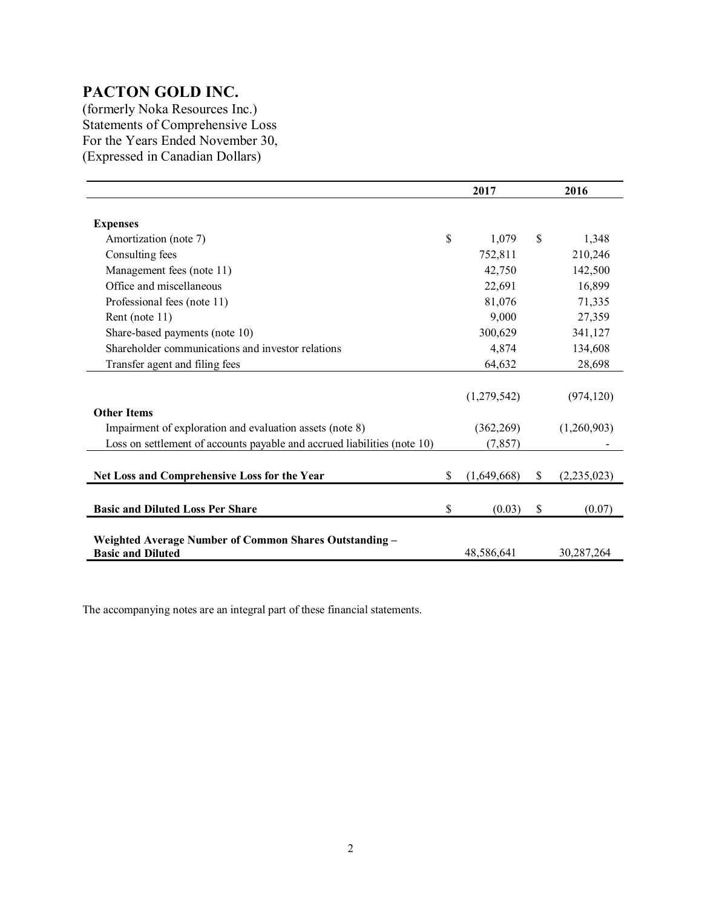# PACTON GOLD INC.

(formerly Noka Resources Inc.)
Statements of Comprehensive Loss
For the Years Ended November 30,
(Expressed in Canadian Dollars)

| | 2017 | 2016 |
|---|---|---|
| **Expenses** | | |
| Amortization (note 7) | $ 1,079 | $ 1,348 |
| Consulting fees | 752,811 | 210,246 |
| Management fees (note 11) | 42,750 | 142,500 |
| Office and miscellaneous | 22,691 | 16,899 |
| Professional fees (note 11) | 81,076 | 71,335 |
| Rent (note 11) | 9,000 | 27,359 |
| Share-based payments (note 10) | 300,629 | 341,127 |
| Shareholder communications and investor relations | 4,874 | 134,608 |
| Transfer agent and filing fees | 64,632 | 28,698 |
| | (1,279,542) | (974,120) |
| **Other Items** | | |
| Impairment of exploration and evaluation assets (note 8) | (362,269) | (1,260,903) |
| Loss on settlement of accounts payable and accrued liabilities (note 10) | (7,857) | - |
| **Net Loss and Comprehensive Loss for the Year** | $ (1,649,668) | $ (2,235,023) |
| **Basic and Diluted Loss Per Share** | $ (0.03) | $ (0.07) |
| **Weighted Average Number of Common Shares Outstanding – Basic and Diluted** | 48,586,641 | 30,287,264 |

The accompanying notes are an integral part of these financial statements.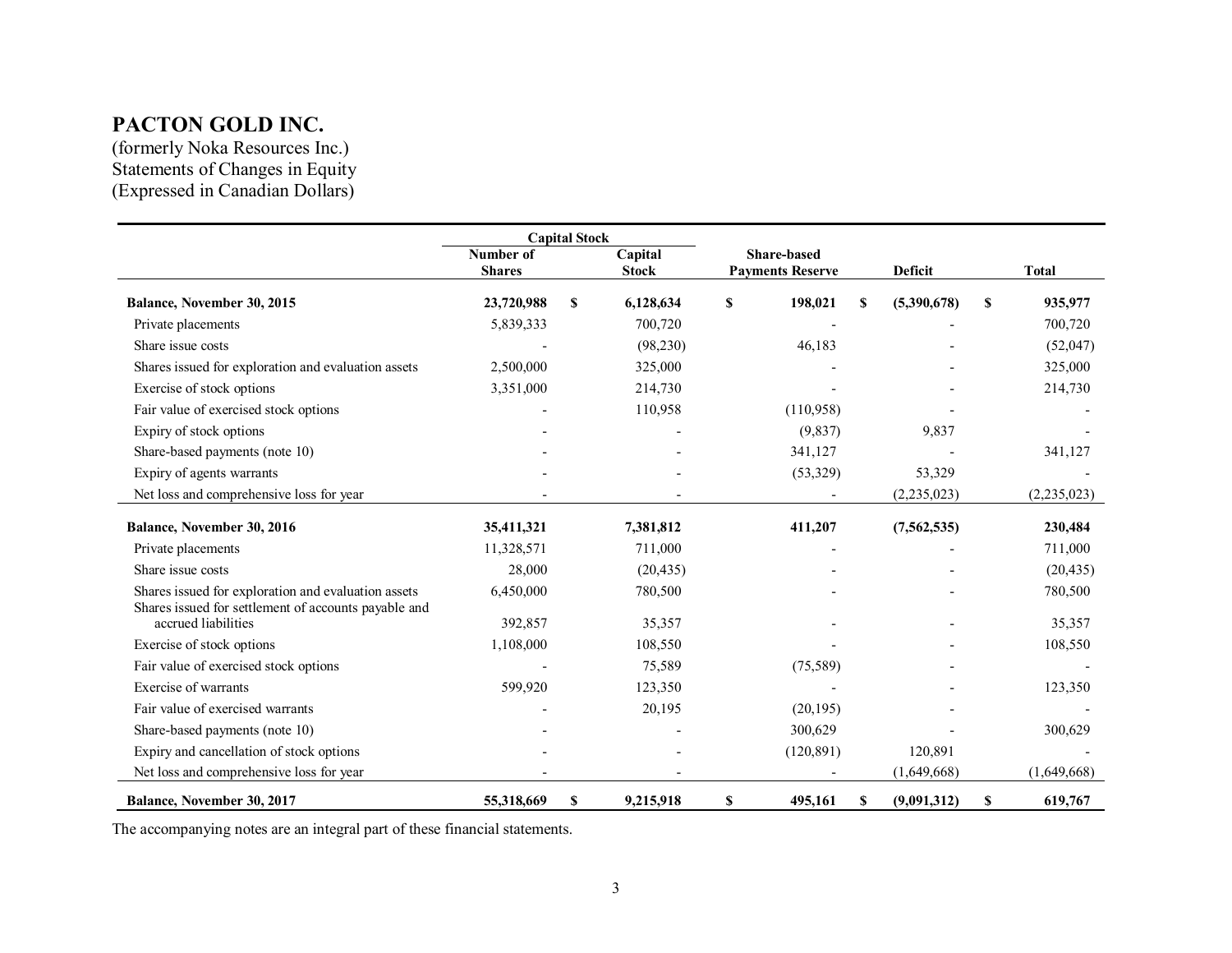# PACTON GOLD INC.

(formerly Noka Resources Inc.)
Statements of Changes in Equity
(Expressed in Canadian Dollars)

| | Capital Stock | | | | | |
|---|---|---|---|---|---|---|
| | Number of Shares | Capital Stock | Share-based Payments Reserve | Deficit | Total |
| **Balance, November 30, 2015** | **23,720,988** | **$ 6,128,634** | **$ 198,021** | **$ (5,390,678)** | **$ 935,977** |
| Private placements | 5,839,333 | 700,720 | - | - | 700,720 |
| Share issue costs | - | (98,230) | 46,183 | - | (52,047) |
| Shares issued for exploration and evaluation assets | 2,500,000 | 325,000 | - | - | 325,000 |
| Exercise of stock options | 3,351,000 | 214,730 | - | - | 214,730 |
| Fair value of exercised stock options | - | 110,958 | (110,958) | - | - |
| Expiry of stock options | - | - | (9,837) | 9,837 | - |
| Share-based payments (note 10) | - | - | 341,127 | - | 341,127 |
| Expiry of agents warrants | - | - | (53,329) | 53,329 | - |
| Net loss and comprehensive loss for year | - | - | - | (2,235,023) | (2,235,023) |
| **Balance, November 30, 2016** | **35,411,321** | **7,381,812** | **411,207** | **(7,562,535)** | **230,484** |
| Private placements | 11,328,571 | 711,000 | - | - | 711,000 |
| Share issue costs | 28,000 | (20,435) | - | - | (20,435) |
| Shares issued for exploration and evaluation assets | 6,450,000 | 780,500 | - | - | 780,500 |
| Shares issued for settlement of accounts payable and accrued liabilities | 392,857 | 35,357 | - | - | 35,357 |
| Exercise of stock options | 1,108,000 | 108,550 | - | - | 108,550 |
| Fair value of exercised stock options | - | 75,589 | (75,589) | - | - |
| Exercise of warrants | 599,920 | 123,350 | - | - | 123,350 |
| Fair value of exercised warrants | - | 20,195 | (20,195) | - | - |
| Share-based payments (note 10) | - | - | 300,629 | - | 300,629 |
| Expiry and cancellation of stock options | - | - | (120,891) | 120,891 | - |
| Net loss and comprehensive loss for year | - | - | - | (1,649,668) | (1,649,668) |
| **Balance, November 30, 2017** | **55,318,669** | **$ 9,215,918** | **$ 495,161** | **$ (9,091,312)** | **$ 619,767** |

The accompanying notes are an integral part of these financial statements.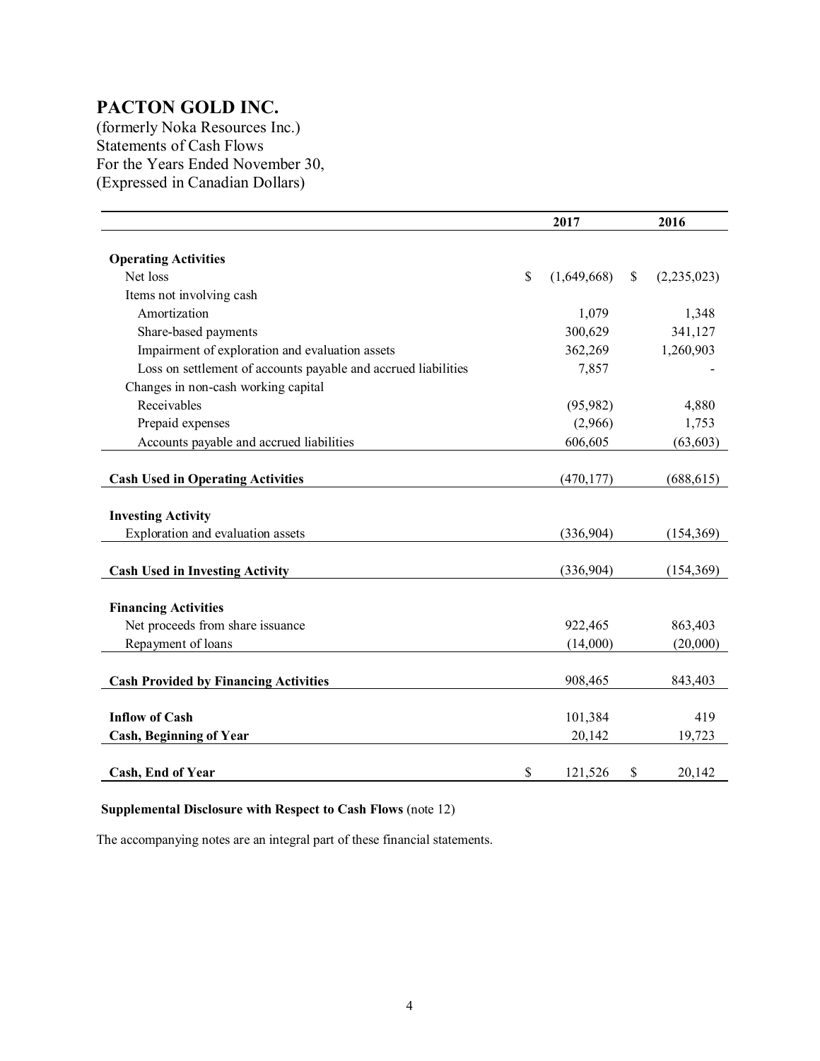# PACTON GOLD INC.

(formerly Noka Resources Inc.)
Statements of Cash Flows
For the Years Ended November 30,
(Expressed in Canadian Dollars)

| | 2017 | 2016 |
|---|---|---|
| **Operating Activities** | | |
| Net loss | $ (1,649,668) | $ (2,235,023) |
| Items not involving cash | | |
| Amortization | 1,079 | 1,348 |
| Share-based payments | 300,629 | 341,127 |
| Impairment of exploration and evaluation assets | 362,269 | 1,260,903 |
| Loss on settlement of accounts payable and accrued liabilities | 7,857 | - |
| Changes in non-cash working capital | | |
| Receivables | (95,982) | 4,880 |
| Prepaid expenses | (2,966) | 1,753 |
| Accounts payable and accrued liabilities | 606,605 | (63,603) |
| **Cash Used in Operating Activities** | (470,177) | (688,615) |
| **Investing Activity** | | |
| Exploration and evaluation assets | (336,904) | (154,369) |
| **Cash Used in Investing Activity** | (336,904) | (154,369) |
| **Financing Activities** | | |
| Net proceeds from share issuance | 922,465 | 863,403 |
| Repayment of loans | (14,000) | (20,000) |
| **Cash Provided by Financing Activities** | 908,465 | 843,403 |
| **Inflow of Cash** | 101,384 | 419 |
| **Cash, Beginning of Year** | 20,142 | 19,723 |
| **Cash, End of Year** | $ 121,526 | $ 20,142 |

**Supplemental Disclosure with Respect to Cash Flows** (note 12)

The accompanying notes are an integral part of these financial statements.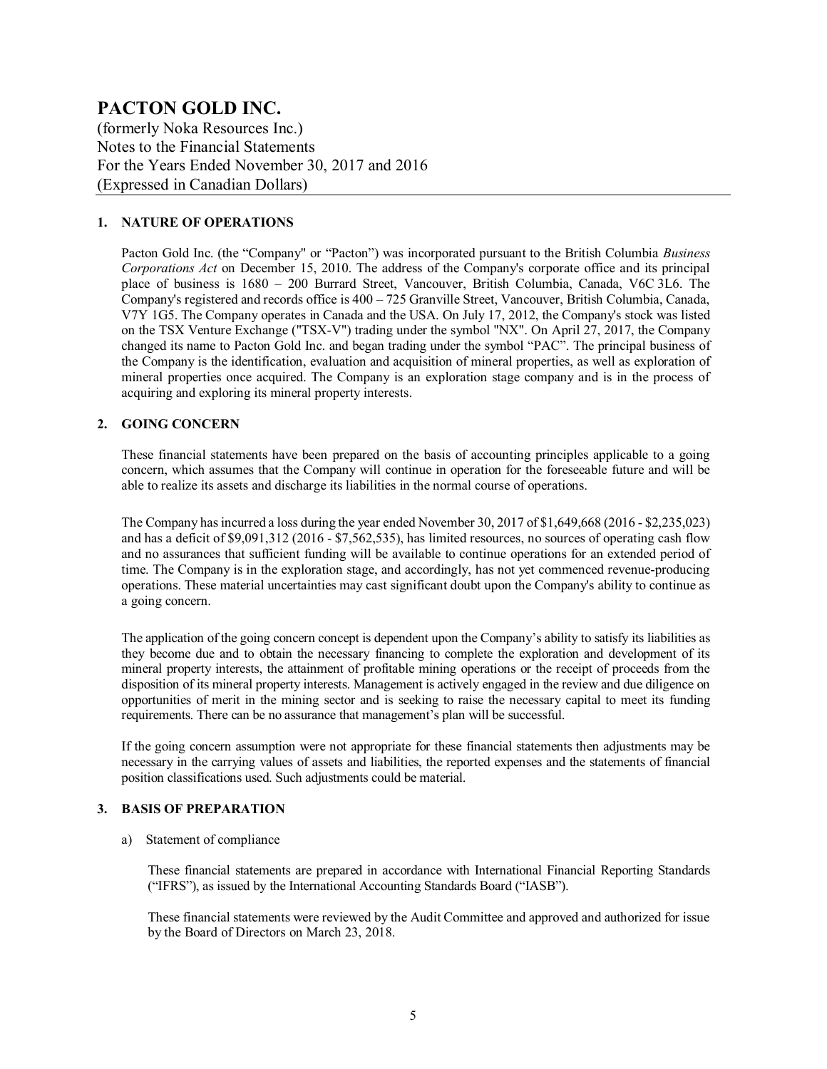# PACTON GOLD INC.

(formerly Noka Resources Inc.)
Notes to the Financial Statements
For the Years Ended November 30, 2017 and 2016
(Expressed in Canadian Dollars)

## 1. NATURE OF OPERATIONS

Pacton Gold Inc. (the "Company" or "Pacton") was incorporated pursuant to the British Columbia *Business Corporations Act* on December 15, 2010. The address of the Company's corporate office and its principal place of business is 1680 – 200 Burrard Street, Vancouver, British Columbia, Canada, V6C 3L6. The Company's registered and records office is 400 – 725 Granville Street, Vancouver, British Columbia, Canada, V7Y 1G5. The Company operates in Canada and the USA. On July 17, 2012, the Company's stock was listed on the TSX Venture Exchange ("TSX-V") trading under the symbol "NX". On April 27, 2017, the Company changed its name to Pacton Gold Inc. and began trading under the symbol "PAC". The principal business of the Company is the identification, evaluation and acquisition of mineral properties, as well as exploration of mineral properties once acquired. The Company is an exploration stage company and is in the process of acquiring and exploring its mineral property interests.

## 2. GOING CONCERN

These financial statements have been prepared on the basis of accounting principles applicable to a going concern, which assumes that the Company will continue in operation for the foreseeable future and will be able to realize its assets and discharge its liabilities in the normal course of operations.

The Company has incurred a loss during the year ended November 30, 2017 of $1,649,668 (2016 - $2,235,023) and has a deficit of $9,091,312 (2016 - $7,562,535), has limited resources, no sources of operating cash flow and no assurances that sufficient funding will be available to continue operations for an extended period of time. The Company is in the exploration stage, and accordingly, has not yet commenced revenue-producing operations. These material uncertainties may cast significant doubt upon the Company's ability to continue as a going concern.

The application of the going concern concept is dependent upon the Company's ability to satisfy its liabilities as they become due and to obtain the necessary financing to complete the exploration and development of its mineral property interests, the attainment of profitable mining operations or the receipt of proceeds from the disposition of its mineral property interests. Management is actively engaged in the review and due diligence on opportunities of merit in the mining sector and is seeking to raise the necessary capital to meet its funding requirements. There can be no assurance that management's plan will be successful.

If the going concern assumption were not appropriate for these financial statements then adjustments may be necessary in the carrying values of assets and liabilities, the reported expenses and the statements of financial position classifications used. Such adjustments could be material.

## 3. BASIS OF PREPARATION

a) Statement of compliance

These financial statements are prepared in accordance with International Financial Reporting Standards ("IFRS"), as issued by the International Accounting Standards Board ("IASB").

These financial statements were reviewed by the Audit Committee and approved and authorized for issue by the Board of Directors on March 23, 2018.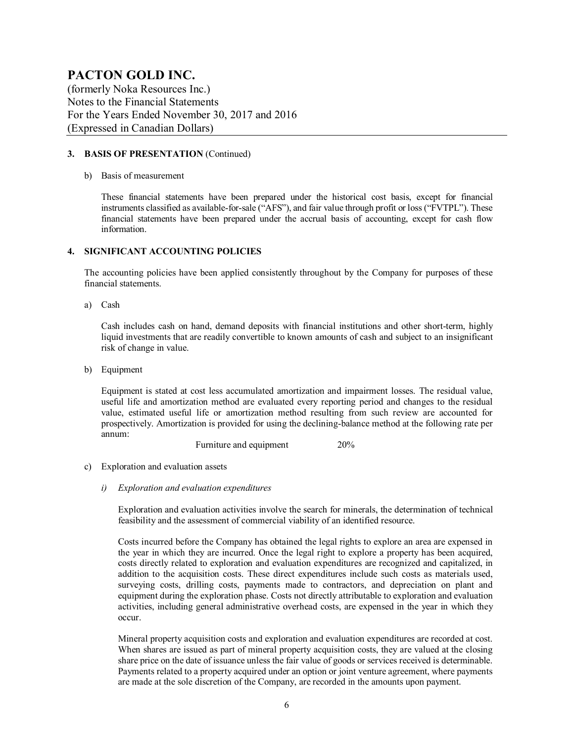# PACTON GOLD INC.

(formerly Noka Resources Inc.)
Notes to the Financial Statements
For the Years Ended November 30, 2017 and 2016
(Expressed in Canadian Dollars)

## 3. BASIS OF PRESENTATION (Continued)

b) Basis of measurement

These financial statements have been prepared under the historical cost basis, except for financial instruments classified as available-for-sale ("AFS"), and fair value through profit or loss ("FVTPL"). These financial statements have been prepared under the accrual basis of accounting, except for cash flow information.

## 4. SIGNIFICANT ACCOUNTING POLICIES

The accounting policies have been applied consistently throughout by the Company for purposes of these financial statements.

a) Cash

Cash includes cash on hand, demand deposits with financial institutions and other short-term, highly liquid investments that are readily convertible to known amounts of cash and subject to an insignificant risk of change in value.

b) Equipment

Equipment is stated at cost less accumulated amortization and impairment losses. The residual value, useful life and amortization method are evaluated every reporting period and changes to the residual value, estimated useful life or amortization method resulting from such review are accounted for prospectively. Amortization is provided for using the declining-balance method at the following rate per annum:

| | |
|---|---|
| Furniture and equipment | 20% |

c) Exploration and evaluation assets

*i) Exploration and evaluation expenditures*

Exploration and evaluation activities involve the search for minerals, the determination of technical feasibility and the assessment of commercial viability of an identified resource.

Costs incurred before the Company has obtained the legal rights to explore an area are expensed in the year in which they are incurred. Once the legal right to explore a property has been acquired, costs directly related to exploration and evaluation expenditures are recognized and capitalized, in addition to the acquisition costs. These direct expenditures include such costs as materials used, surveying costs, drilling costs, payments made to contractors, and depreciation on plant and equipment during the exploration phase. Costs not directly attributable to exploration and evaluation activities, including general administrative overhead costs, are expensed in the year in which they occur.

Mineral property acquisition costs and exploration and evaluation expenditures are recorded at cost. When shares are issued as part of mineral property acquisition costs, they are valued at the closing share price on the date of issuance unless the fair value of goods or services received is determinable. Payments related to a property acquired under an option or joint venture agreement, where payments are made at the sole discretion of the Company, are recorded in the amounts upon payment.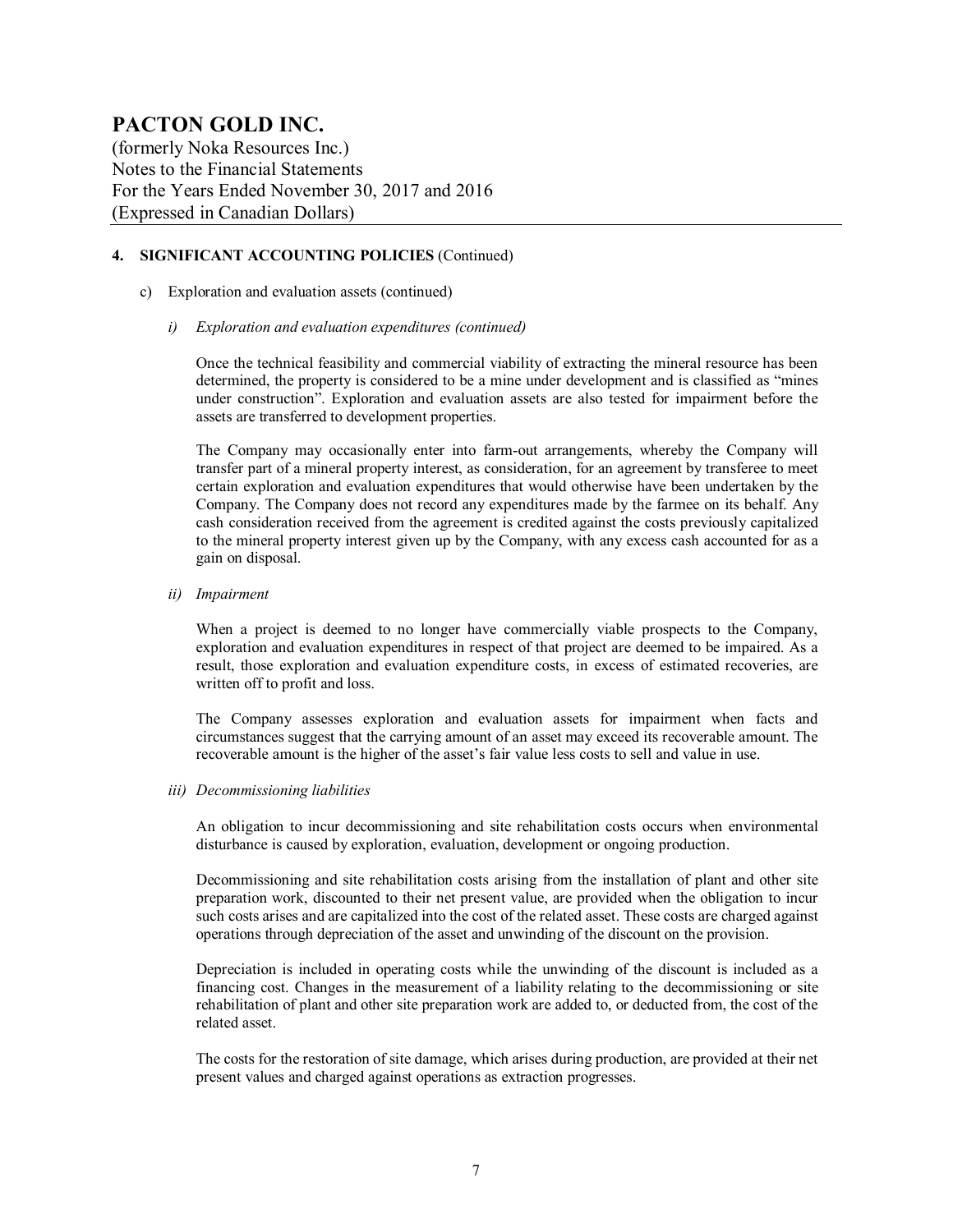# PACTON GOLD INC.

(formerly Noka Resources Inc.)
Notes to the Financial Statements
For the Years Ended November 30, 2017 and 2016
(Expressed in Canadian Dollars)

## 4. SIGNIFICANT ACCOUNTING POLICIES (Continued)

c) Exploration and evaluation assets (continued)

*i) Exploration and evaluation expenditures (continued)*

Once the technical feasibility and commercial viability of extracting the mineral resource has been determined, the property is considered to be a mine under development and is classified as "mines under construction". Exploration and evaluation assets are also tested for impairment before the assets are transferred to development properties.

The Company may occasionally enter into farm-out arrangements, whereby the Company will transfer part of a mineral property interest, as consideration, for an agreement by transferee to meet certain exploration and evaluation expenditures that would otherwise have been undertaken by the Company. The Company does not record any expenditures made by the farmee on its behalf. Any cash consideration received from the agreement is credited against the costs previously capitalized to the mineral property interest given up by the Company, with any excess cash accounted for as a gain on disposal.

*ii) Impairment*

When a project is deemed to no longer have commercially viable prospects to the Company, exploration and evaluation expenditures in respect of that project are deemed to be impaired. As a result, those exploration and evaluation expenditure costs, in excess of estimated recoveries, are written off to profit and loss.

The Company assesses exploration and evaluation assets for impairment when facts and circumstances suggest that the carrying amount of an asset may exceed its recoverable amount. The recoverable amount is the higher of the asset's fair value less costs to sell and value in use.

*iii) Decommissioning liabilities*

An obligation to incur decommissioning and site rehabilitation costs occurs when environmental disturbance is caused by exploration, evaluation, development or ongoing production.

Decommissioning and site rehabilitation costs arising from the installation of plant and other site preparation work, discounted to their net present value, are provided when the obligation to incur such costs arises and are capitalized into the cost of the related asset. These costs are charged against operations through depreciation of the asset and unwinding of the discount on the provision.

Depreciation is included in operating costs while the unwinding of the discount is included as a financing cost. Changes in the measurement of a liability relating to the decommissioning or site rehabilitation of plant and other site preparation work are added to, or deducted from, the cost of the related asset.

The costs for the restoration of site damage, which arises during production, are provided at their net present values and charged against operations as extraction progresses.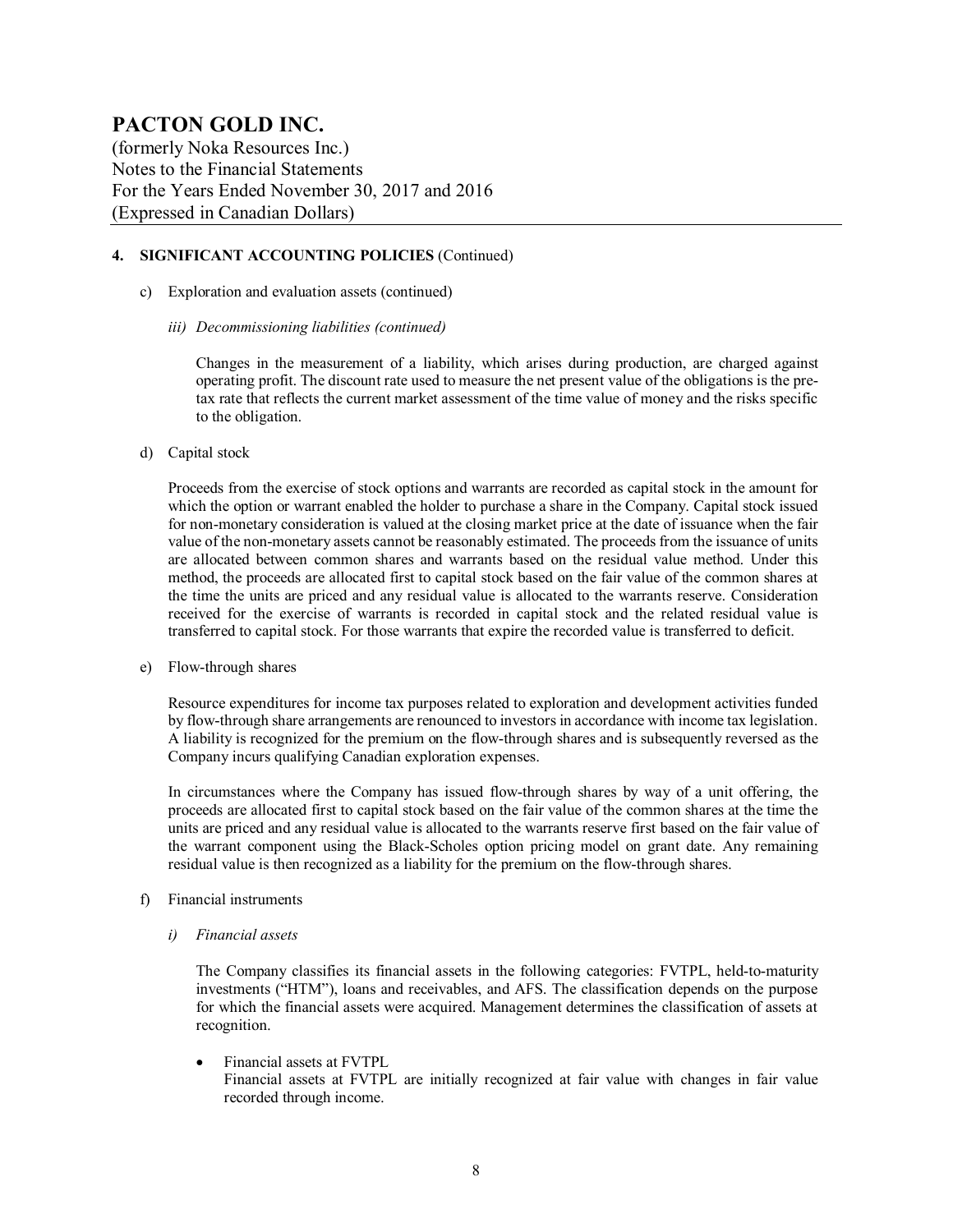## 4. SIGNIFICANT ACCOUNTING POLICIES (Continued)

c) Exploration and evaluation assets (continued)

*iii) Decommissioning liabilities (continued)*

Changes in the measurement of a liability, which arises during production, are charged against operating profit. The discount rate used to measure the net present value of the obligations is the pre-tax rate that reflects the current market assessment of the time value of money and the risks specific to the obligation.

d) Capital stock

Proceeds from the exercise of stock options and warrants are recorded as capital stock in the amount for which the option or warrant enabled the holder to purchase a share in the Company. Capital stock issued for non-monetary consideration is valued at the closing market price at the date of issuance when the fair value of the non-monetary assets cannot be reasonably estimated. The proceeds from the issuance of units are allocated between common shares and warrants based on the residual value method. Under this method, the proceeds are allocated first to capital stock based on the fair value of the common shares at the time the units are priced and any residual value is allocated to the warrants reserve. Consideration received for the exercise of warrants is recorded in capital stock and the related residual value is transferred to capital stock. For those warrants that expire the recorded value is transferred to deficit.

e) Flow-through shares

Resource expenditures for income tax purposes related to exploration and development activities funded by flow-through share arrangements are renounced to investors in accordance with income tax legislation. A liability is recognized for the premium on the flow-through shares and is subsequently reversed as the Company incurs qualifying Canadian exploration expenses.

In circumstances where the Company has issued flow-through shares by way of a unit offering, the proceeds are allocated first to capital stock based on the fair value of the common shares at the time the units are priced and any residual value is allocated to the warrants reserve first based on the fair value of the warrant component using the Black-Scholes option pricing model on grant date. Any remaining residual value is then recognized as a liability for the premium on the flow-through shares.

f) Financial instruments

*i) Financial assets*

The Company classifies its financial assets in the following categories: FVTPL, held-to-maturity investments ("HTM"), loans and receivables, and AFS. The classification depends on the purpose for which the financial assets were acquired. Management determines the classification of assets at recognition.

- Financial assets at FVTPL
  Financial assets at FVTPL are initially recognized at fair value with changes in fair value recorded through income.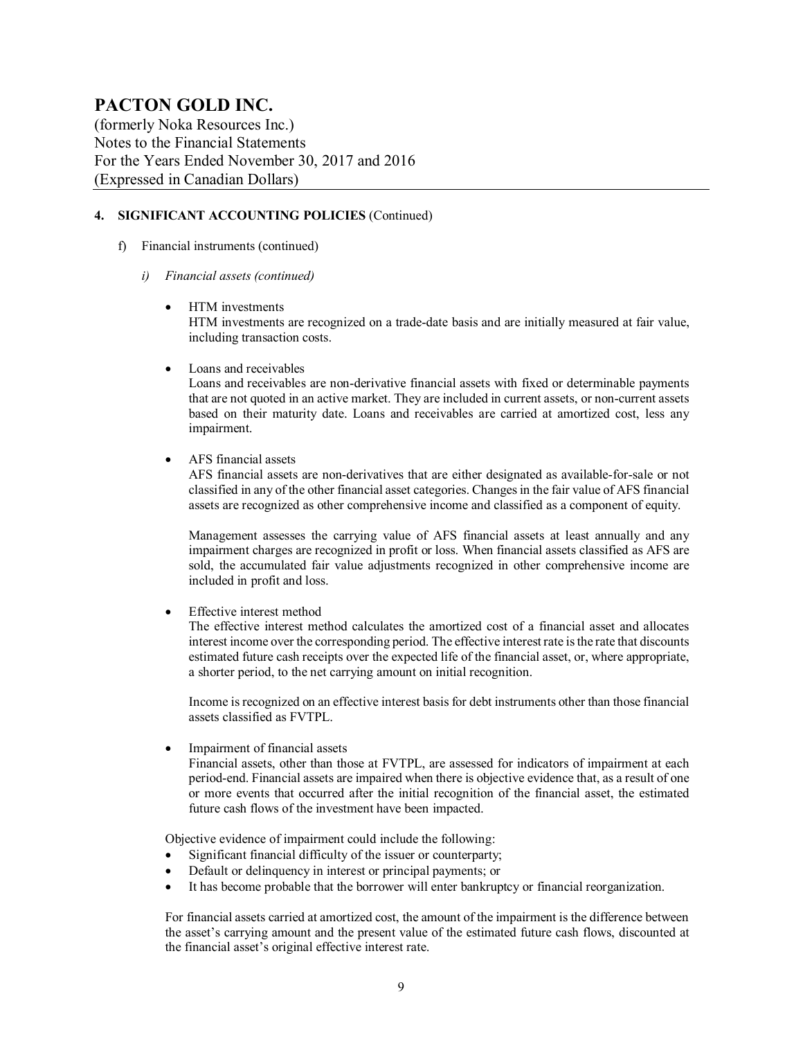# PACTON GOLD INC.

(formerly Noka Resources Inc.)
Notes to the Financial Statements
For the Years Ended November 30, 2017 and 2016
(Expressed in Canadian Dollars)

## 4. SIGNIFICANT ACCOUNTING POLICIES (Continued)

f) Financial instruments (continued)

*i) Financial assets (continued)*

- HTM investments
  HTM investments are recognized on a trade-date basis and are initially measured at fair value, including transaction costs.

- Loans and receivables
  Loans and receivables are non-derivative financial assets with fixed or determinable payments that are not quoted in an active market. They are included in current assets, or non-current assets based on their maturity date. Loans and receivables are carried at amortized cost, less any impairment.

- AFS financial assets
  AFS financial assets are non-derivatives that are either designated as available-for-sale or not classified in any of the other financial asset categories. Changes in the fair value of AFS financial assets are recognized as other comprehensive income and classified as a component of equity.

  Management assesses the carrying value of AFS financial assets at least annually and any impairment charges are recognized in profit or loss. When financial assets classified as AFS are sold, the accumulated fair value adjustments recognized in other comprehensive income are included in profit and loss.

- Effective interest method
  The effective interest method calculates the amortized cost of a financial asset and allocates interest income over the corresponding period. The effective interest rate is the rate that discounts estimated future cash receipts over the expected life of the financial asset, or, where appropriate, a shorter period, to the net carrying amount on initial recognition.

  Income is recognized on an effective interest basis for debt instruments other than those financial assets classified as FVTPL.

- Impairment of financial assets
  Financial assets, other than those at FVTPL, are assessed for indicators of impairment at each period-end. Financial assets are impaired when there is objective evidence that, as a result of one or more events that occurred after the initial recognition of the financial asset, the estimated future cash flows of the investment have been impacted.

Objective evidence of impairment could include the following:

- Significant financial difficulty of the issuer or counterparty;
- Default or delinquency in interest or principal payments; or
- It has become probable that the borrower will enter bankruptcy or financial reorganization.

For financial assets carried at amortized cost, the amount of the impairment is the difference between the asset's carrying amount and the present value of the estimated future cash flows, discounted at the financial asset's original effective interest rate.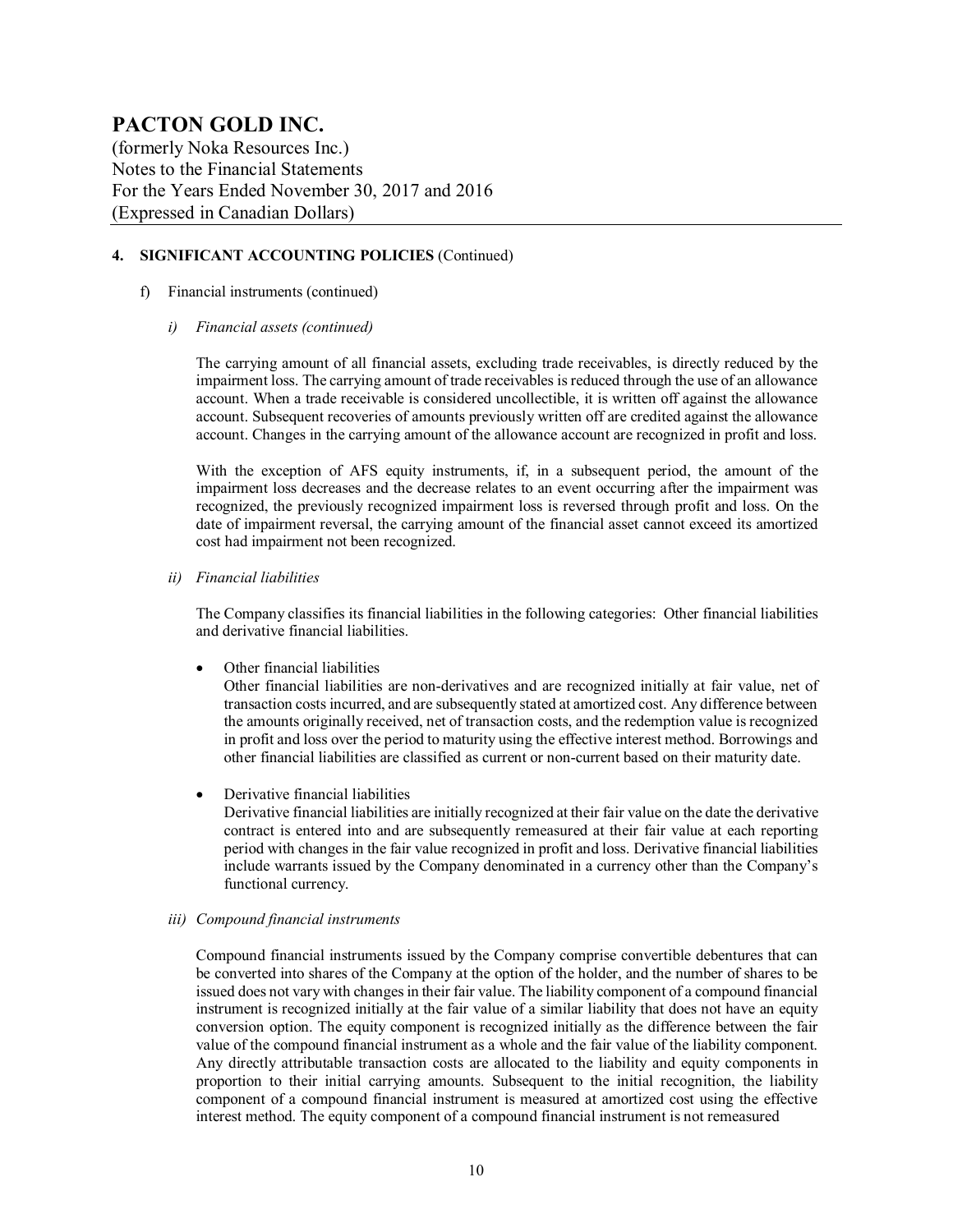# PACTON GOLD INC.

(formerly Noka Resources Inc.)
Notes to the Financial Statements
For the Years Ended November 30, 2017 and 2016
(Expressed in Canadian Dollars)

## 4. SIGNIFICANT ACCOUNTING POLICIES (Continued)

f) Financial instruments (continued)

*i) Financial assets (continued)*

The carrying amount of all financial assets, excluding trade receivables, is directly reduced by the impairment loss. The carrying amount of trade receivables is reduced through the use of an allowance account. When a trade receivable is considered uncollectible, it is written off against the allowance account. Subsequent recoveries of amounts previously written off are credited against the allowance account. Changes in the carrying amount of the allowance account are recognized in profit and loss.

With the exception of AFS equity instruments, if, in a subsequent period, the amount of the impairment loss decreases and the decrease relates to an event occurring after the impairment was recognized, the previously recognized impairment loss is reversed through profit and loss. On the date of impairment reversal, the carrying amount of the financial asset cannot exceed its amortized cost had impairment not been recognized.

*ii) Financial liabilities*

The Company classifies its financial liabilities in the following categories: Other financial liabilities and derivative financial liabilities.

- Other financial liabilities
  Other financial liabilities are non-derivatives and are recognized initially at fair value, net of transaction costs incurred, and are subsequently stated at amortized cost. Any difference between the amounts originally received, net of transaction costs, and the redemption value is recognized in profit and loss over the period to maturity using the effective interest method. Borrowings and other financial liabilities are classified as current or non-current based on their maturity date.

- Derivative financial liabilities
  Derivative financial liabilities are initially recognized at their fair value on the date the derivative contract is entered into and are subsequently remeasured at their fair value at each reporting period with changes in the fair value recognized in profit and loss. Derivative financial liabilities include warrants issued by the Company denominated in a currency other than the Company's functional currency.

*iii) Compound financial instruments*

Compound financial instruments issued by the Company comprise convertible debentures that can be converted into shares of the Company at the option of the holder, and the number of shares to be issued does not vary with changes in their fair value. The liability component of a compound financial instrument is recognized initially at the fair value of a similar liability that does not have an equity conversion option. The equity component is recognized initially as the difference between the fair value of the compound financial instrument as a whole and the fair value of the liability component. Any directly attributable transaction costs are allocated to the liability and equity components in proportion to their initial carrying amounts. Subsequent to the initial recognition, the liability component of a compound financial instrument is measured at amortized cost using the effective interest method. The equity component of a compound financial instrument is not remeasured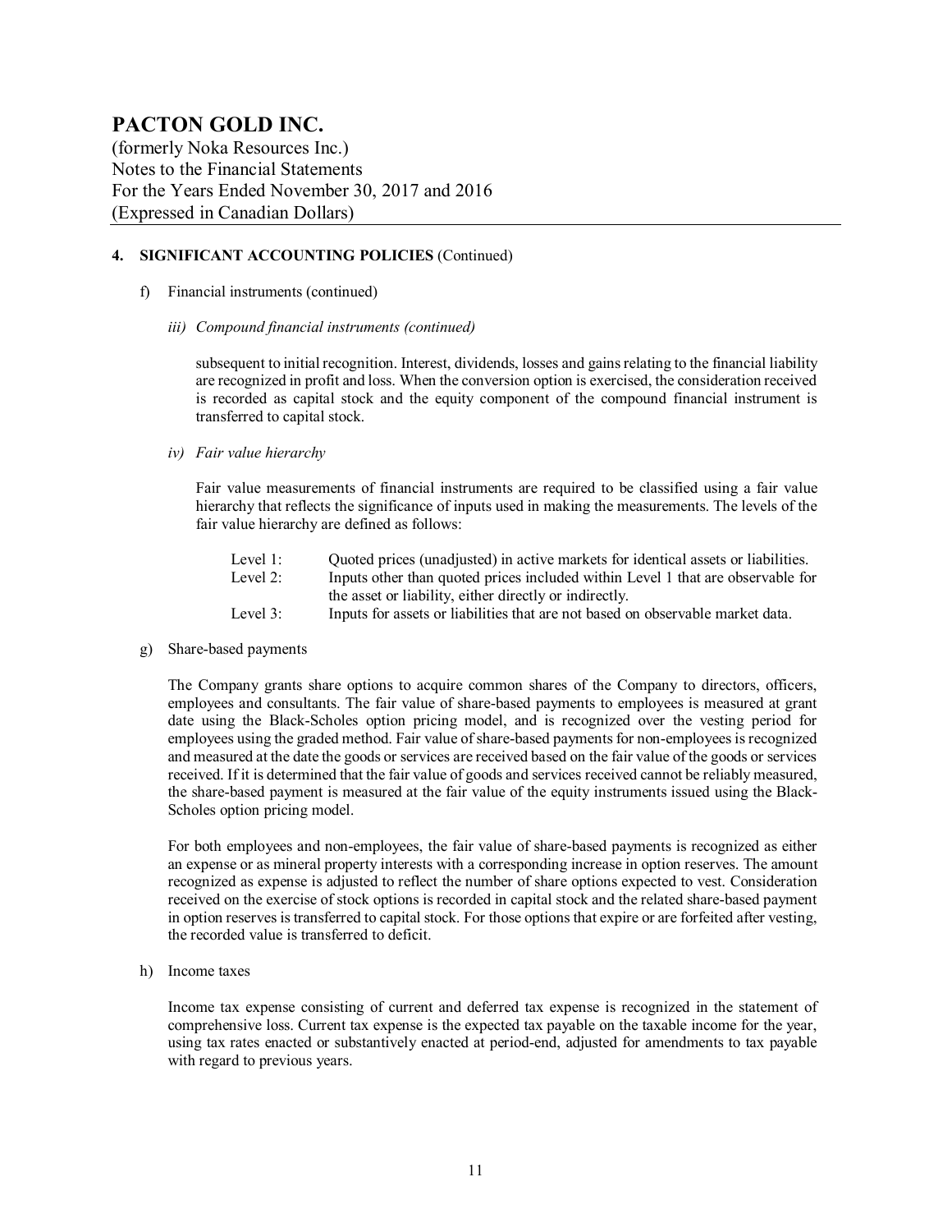## 4. SIGNIFICANT ACCOUNTING POLICIES (Continued)

f) Financial instruments (continued)

*iii) Compound financial instruments (continued)*

subsequent to initial recognition. Interest, dividends, losses and gains relating to the financial liability are recognized in profit and loss. When the conversion option is exercised, the consideration received is recorded as capital stock and the equity component of the compound financial instrument is transferred to capital stock.

*iv) Fair value hierarchy*

Fair value measurements of financial instruments are required to be classified using a fair value hierarchy that reflects the significance of inputs used in making the measurements. The levels of the fair value hierarchy are defined as follows:

| | |
|---|---|
| Level 1: | Quoted prices (unadjusted) in active markets for identical assets or liabilities. |
| Level 2: | Inputs other than quoted prices included within Level 1 that are observable for the asset or liability, either directly or indirectly. |
| Level 3: | Inputs for assets or liabilities that are not based on observable market data. |

g) Share-based payments

The Company grants share options to acquire common shares of the Company to directors, officers, employees and consultants. The fair value of share-based payments to employees is measured at grant date using the Black-Scholes option pricing model, and is recognized over the vesting period for employees using the graded method. Fair value of share-based payments for non-employees is recognized and measured at the date the goods or services are received based on the fair value of the goods or services received. If it is determined that the fair value of goods and services received cannot be reliably measured, the share-based payment is measured at the fair value of the equity instruments issued using the Black-Scholes option pricing model.

For both employees and non-employees, the fair value of share-based payments is recognized as either an expense or as mineral property interests with a corresponding increase in option reserves. The amount recognized as expense is adjusted to reflect the number of share options expected to vest. Consideration received on the exercise of stock options is recorded in capital stock and the related share-based payment in option reserves is transferred to capital stock. For those options that expire or are forfeited after vesting, the recorded value is transferred to deficit.

h) Income taxes

Income tax expense consisting of current and deferred tax expense is recognized in the statement of comprehensive loss. Current tax expense is the expected tax payable on the taxable income for the year, using tax rates enacted or substantively enacted at period-end, adjusted for amendments to tax payable with regard to previous years.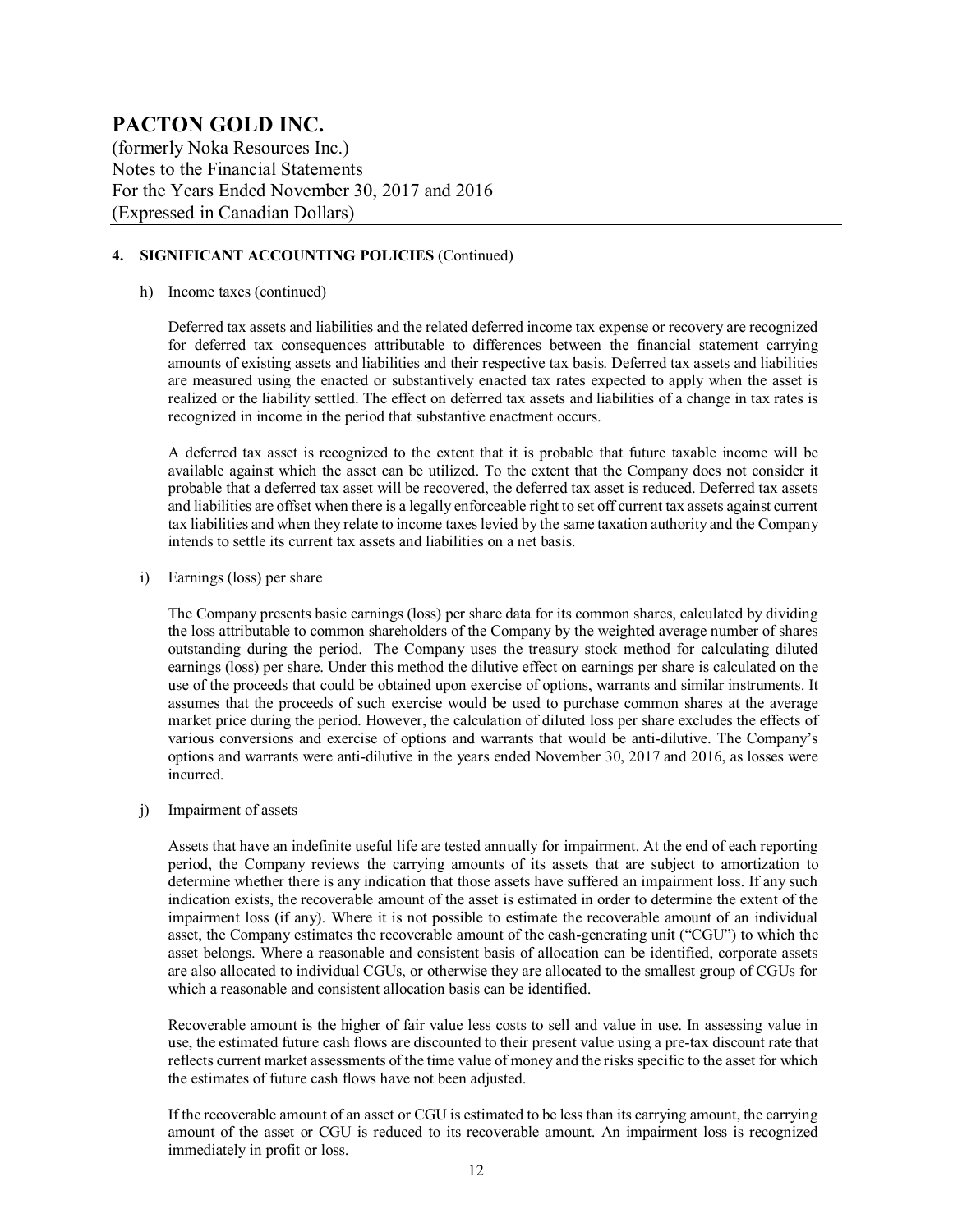**PACTON GOLD INC.**

(formerly Noka Resources Inc.)
Notes to the Financial Statements
For the Years Ended November 30, 2017 and 2016
(Expressed in Canadian Dollars)

**4. SIGNIFICANT ACCOUNTING POLICIES** (Continued)

h) Income taxes (continued)

Deferred tax assets and liabilities and the related deferred income tax expense or recovery are recognized for deferred tax consequences attributable to differences between the financial statement carrying amounts of existing assets and liabilities and their respective tax basis. Deferred tax assets and liabilities are measured using the enacted or substantively enacted tax rates expected to apply when the asset is realized or the liability settled. The effect on deferred tax assets and liabilities of a change in tax rates is recognized in income in the period that substantive enactment occurs.

A deferred tax asset is recognized to the extent that it is probable that future taxable income will be available against which the asset can be utilized. To the extent that the Company does not consider it probable that a deferred tax asset will be recovered, the deferred tax asset is reduced. Deferred tax assets and liabilities are offset when there is a legally enforceable right to set off current tax assets against current tax liabilities and when they relate to income taxes levied by the same taxation authority and the Company intends to settle its current tax assets and liabilities on a net basis.

i) Earnings (loss) per share

The Company presents basic earnings (loss) per share data for its common shares, calculated by dividing the loss attributable to common shareholders of the Company by the weighted average number of shares outstanding during the period. The Company uses the treasury stock method for calculating diluted earnings (loss) per share. Under this method the dilutive effect on earnings per share is calculated on the use of the proceeds that could be obtained upon exercise of options, warrants and similar instruments. It assumes that the proceeds of such exercise would be used to purchase common shares at the average market price during the period. However, the calculation of diluted loss per share excludes the effects of various conversions and exercise of options and warrants that would be anti-dilutive. The Company's options and warrants were anti-dilutive in the years ended November 30, 2017 and 2016, as losses were incurred.

j) Impairment of assets

Assets that have an indefinite useful life are tested annually for impairment. At the end of each reporting period, the Company reviews the carrying amounts of its assets that are subject to amortization to determine whether there is any indication that those assets have suffered an impairment loss. If any such indication exists, the recoverable amount of the asset is estimated in order to determine the extent of the impairment loss (if any). Where it is not possible to estimate the recoverable amount of an individual asset, the Company estimates the recoverable amount of the cash-generating unit ("CGU") to which the asset belongs. Where a reasonable and consistent basis of allocation can be identified, corporate assets are also allocated to individual CGUs, or otherwise they are allocated to the smallest group of CGUs for which a reasonable and consistent allocation basis can be identified.

Recoverable amount is the higher of fair value less costs to sell and value in use. In assessing value in use, the estimated future cash flows are discounted to their present value using a pre-tax discount rate that reflects current market assessments of the time value of money and the risks specific to the asset for which the estimates of future cash flows have not been adjusted.

If the recoverable amount of an asset or CGU is estimated to be less than its carrying amount, the carrying amount of the asset or CGU is reduced to its recoverable amount. An impairment loss is recognized immediately in profit or loss.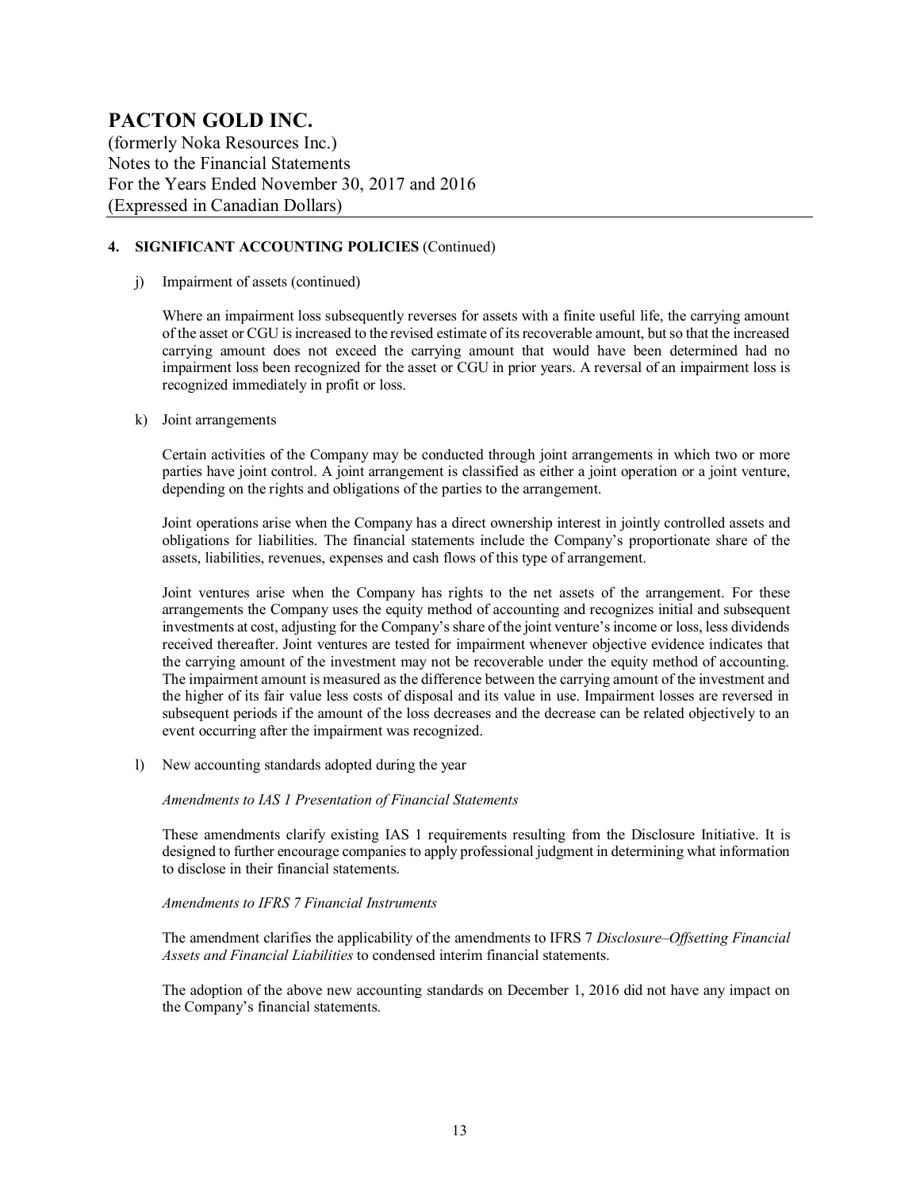## 4. SIGNIFICANT ACCOUNTING POLICIES (Continued)

j) Impairment of assets (continued)

Where an impairment loss subsequently reverses for assets with a finite useful life, the carrying amount of the asset or CGU is increased to the revised estimate of its recoverable amount, but so that the increased carrying amount does not exceed the carrying amount that would have been determined had no impairment loss been recognized for the asset or CGU in prior years. A reversal of an impairment loss is recognized immediately in profit or loss.

k) Joint arrangements

Certain activities of the Company may be conducted through joint arrangements in which two or more parties have joint control. A joint arrangement is classified as either a joint operation or a joint venture, depending on the rights and obligations of the parties to the arrangement.

Joint operations arise when the Company has a direct ownership interest in jointly controlled assets and obligations for liabilities. The financial statements include the Company's proportionate share of the assets, liabilities, revenues, expenses and cash flows of this type of arrangement.

Joint ventures arise when the Company has rights to the net assets of the arrangement. For these arrangements the Company uses the equity method of accounting and recognizes initial and subsequent investments at cost, adjusting for the Company's share of the joint venture's income or loss, less dividends received thereafter. Joint ventures are tested for impairment whenever objective evidence indicates that the carrying amount of the investment may not be recoverable under the equity method of accounting. The impairment amount is measured as the difference between the carrying amount of the investment and the higher of its fair value less costs of disposal and its value in use. Impairment losses are reversed in subsequent periods if the amount of the loss decreases and the decrease can be related objectively to an event occurring after the impairment was recognized.

l) New accounting standards adopted during the year

*Amendments to IAS 1 Presentation of Financial Statements*

These amendments clarify existing IAS 1 requirements resulting from the Disclosure Initiative. It is designed to further encourage companies to apply professional judgment in determining what information to disclose in their financial statements.

*Amendments to IFRS 7 Financial Instruments*

The amendment clarifies the applicability of the amendments to IFRS 7 *Disclosure–Offsetting Financial Assets and Financial Liabilities* to condensed interim financial statements.

The adoption of the above new accounting standards on December 1, 2016 did not have any impact on the Company's financial statements.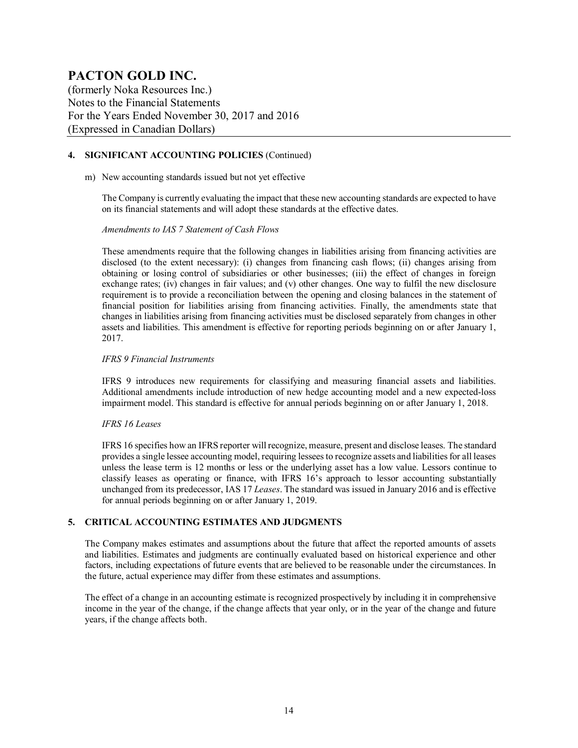# PACTON GOLD INC.

(formerly Noka Resources Inc.)
Notes to the Financial Statements
For the Years Ended November 30, 2017 and 2016
(Expressed in Canadian Dollars)

## 4. SIGNIFICANT ACCOUNTING POLICIES (Continued)

m) New accounting standards issued but not yet effective

The Company is currently evaluating the impact that these new accounting standards are expected to have on its financial statements and will adopt these standards at the effective dates.

*Amendments to IAS 7 Statement of Cash Flows*

These amendments require that the following changes in liabilities arising from financing activities are disclosed (to the extent necessary): (i) changes from financing cash flows; (ii) changes arising from obtaining or losing control of subsidiaries or other businesses; (iii) the effect of changes in foreign exchange rates; (iv) changes in fair values; and (v) other changes. One way to fulfil the new disclosure requirement is to provide a reconciliation between the opening and closing balances in the statement of financial position for liabilities arising from financing activities. Finally, the amendments state that changes in liabilities arising from financing activities must be disclosed separately from changes in other assets and liabilities. This amendment is effective for reporting periods beginning on or after January 1, 2017.

*IFRS 9 Financial Instruments*

IFRS 9 introduces new requirements for classifying and measuring financial assets and liabilities. Additional amendments include introduction of new hedge accounting model and a new expected-loss impairment model. This standard is effective for annual periods beginning on or after January 1, 2018.

*IFRS 16 Leases*

IFRS 16 specifies how an IFRS reporter will recognize, measure, present and disclose leases. The standard provides a single lessee accounting model, requiring lessees to recognize assets and liabilities for all leases unless the lease term is 12 months or less or the underlying asset has a low value. Lessors continue to classify leases as operating or finance, with IFRS 16's approach to lessor accounting substantially unchanged from its predecessor, IAS 17 *Leases*. The standard was issued in January 2016 and is effective for annual periods beginning on or after January 1, 2019.

## 5. CRITICAL ACCOUNTING ESTIMATES AND JUDGMENTS

The Company makes estimates and assumptions about the future that affect the reported amounts of assets and liabilities. Estimates and judgments are continually evaluated based on historical experience and other factors, including expectations of future events that are believed to be reasonable under the circumstances. In the future, actual experience may differ from these estimates and assumptions.

The effect of a change in an accounting estimate is recognized prospectively by including it in comprehensive income in the year of the change, if the change affects that year only, or in the year of the change and future years, if the change affects both.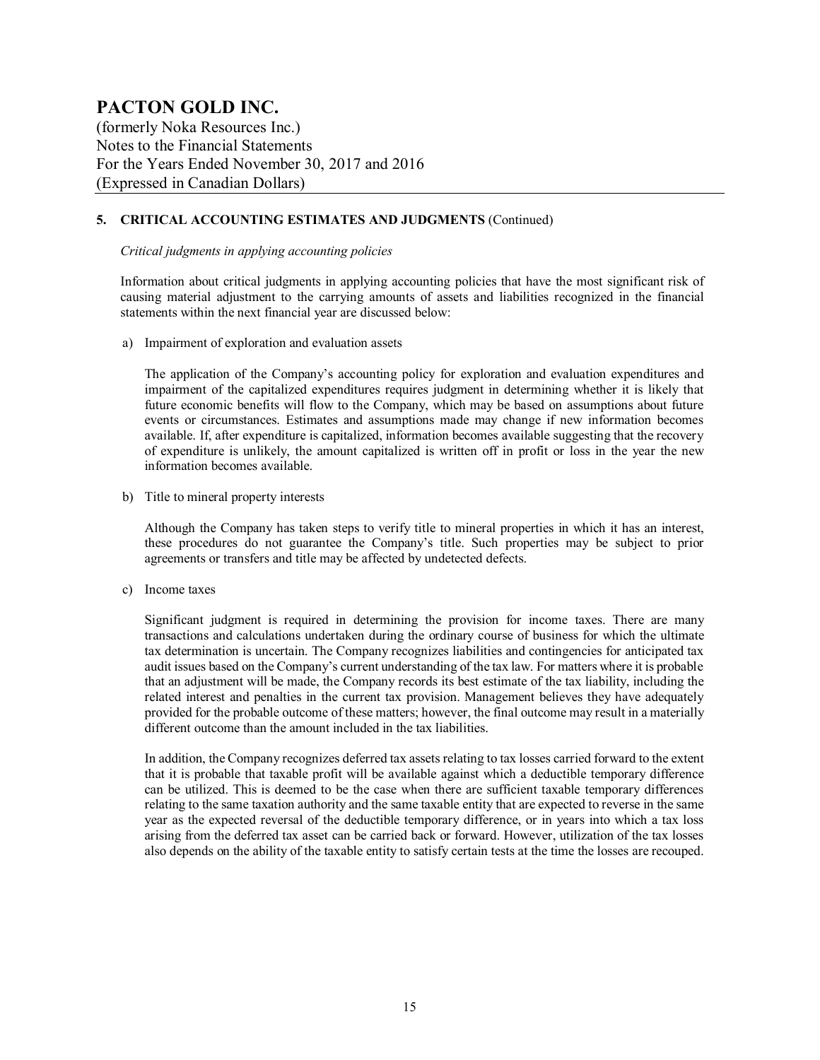## 5. CRITICAL ACCOUNTING ESTIMATES AND JUDGMENTS (Continued)

*Critical judgments in applying accounting policies*

Information about critical judgments in applying accounting policies that have the most significant risk of causing material adjustment to the carrying amounts of assets and liabilities recognized in the financial statements within the next financial year are discussed below:

a) Impairment of exploration and evaluation assets

The application of the Company's accounting policy for exploration and evaluation expenditures and impairment of the capitalized expenditures requires judgment in determining whether it is likely that future economic benefits will flow to the Company, which may be based on assumptions about future events or circumstances. Estimates and assumptions made may change if new information becomes available. If, after expenditure is capitalized, information becomes available suggesting that the recovery of expenditure is unlikely, the amount capitalized is written off in profit or loss in the year the new information becomes available.

b) Title to mineral property interests

Although the Company has taken steps to verify title to mineral properties in which it has an interest, these procedures do not guarantee the Company's title. Such properties may be subject to prior agreements or transfers and title may be affected by undetected defects.

c) Income taxes

Significant judgment is required in determining the provision for income taxes. There are many transactions and calculations undertaken during the ordinary course of business for which the ultimate tax determination is uncertain. The Company recognizes liabilities and contingencies for anticipated tax audit issues based on the Company's current understanding of the tax law. For matters where it is probable that an adjustment will be made, the Company records its best estimate of the tax liability, including the related interest and penalties in the current tax provision. Management believes they have adequately provided for the probable outcome of these matters; however, the final outcome may result in a materially different outcome than the amount included in the tax liabilities.

In addition, the Company recognizes deferred tax assets relating to tax losses carried forward to the extent that it is probable that taxable profit will be available against which a deductible temporary difference can be utilized. This is deemed to be the case when there are sufficient taxable temporary differences relating to the same taxation authority and the same taxable entity that are expected to reverse in the same year as the expected reversal of the deductible temporary difference, or in years into which a tax loss arising from the deferred tax asset can be carried back or forward. However, utilization of the tax losses also depends on the ability of the taxable entity to satisfy certain tests at the time the losses are recouped.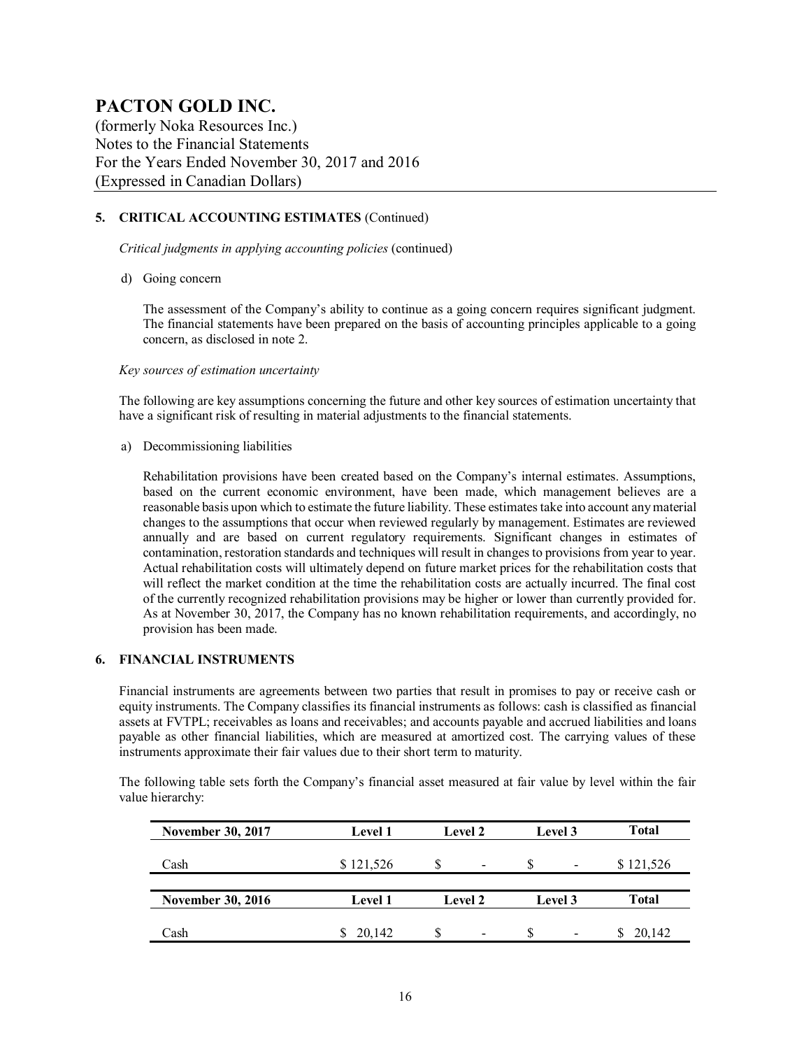## 5. CRITICAL ACCOUNTING ESTIMATES (Continued)

*Critical judgments in applying accounting policies* (continued)

d) Going concern

The assessment of the Company's ability to continue as a going concern requires significant judgment. The financial statements have been prepared on the basis of accounting principles applicable to a going concern, as disclosed in note 2.

*Key sources of estimation uncertainty*

The following are key assumptions concerning the future and other key sources of estimation uncertainty that have a significant risk of resulting in material adjustments to the financial statements.

a) Decommissioning liabilities

Rehabilitation provisions have been created based on the Company's internal estimates. Assumptions, based on the current economic environment, have been made, which management believes are a reasonable basis upon which to estimate the future liability. These estimates take into account any material changes to the assumptions that occur when reviewed regularly by management. Estimates are reviewed annually and are based on current regulatory requirements. Significant changes in estimates of contamination, restoration standards and techniques will result in changes to provisions from year to year. Actual rehabilitation costs will ultimately depend on future market prices for the rehabilitation costs that will reflect the market condition at the time the rehabilitation costs are actually incurred. The final cost of the currently recognized rehabilitation provisions may be higher or lower than currently provided for. As at November 30, 2017, the Company has no known rehabilitation requirements, and accordingly, no provision has been made.

## 6. FINANCIAL INSTRUMENTS

Financial instruments are agreements between two parties that result in promises to pay or receive cash or equity instruments. The Company classifies its financial instruments as follows: cash is classified as financial assets at FVTPL; receivables as loans and receivables; and accounts payable and accrued liabilities and loans payable as other financial liabilities, which are measured at amortized cost. The carrying values of these instruments approximate their fair values due to their short term to maturity.

The following table sets forth the Company's financial asset measured at fair value by level within the fair value hierarchy:

| November 30, 2017 | Level 1 | Level 2 | Level 3 | Total |
|---|---|---|---|---|
| Cash | $ 121,526 | $ - | $ - | $ 121,526 |

| November 30, 2016 | Level 1 | Level 2 | Level 3 | Total |
|---|---|---|---|---|
| Cash | $ 20,142 | $ - | $ - | $ 20,142 |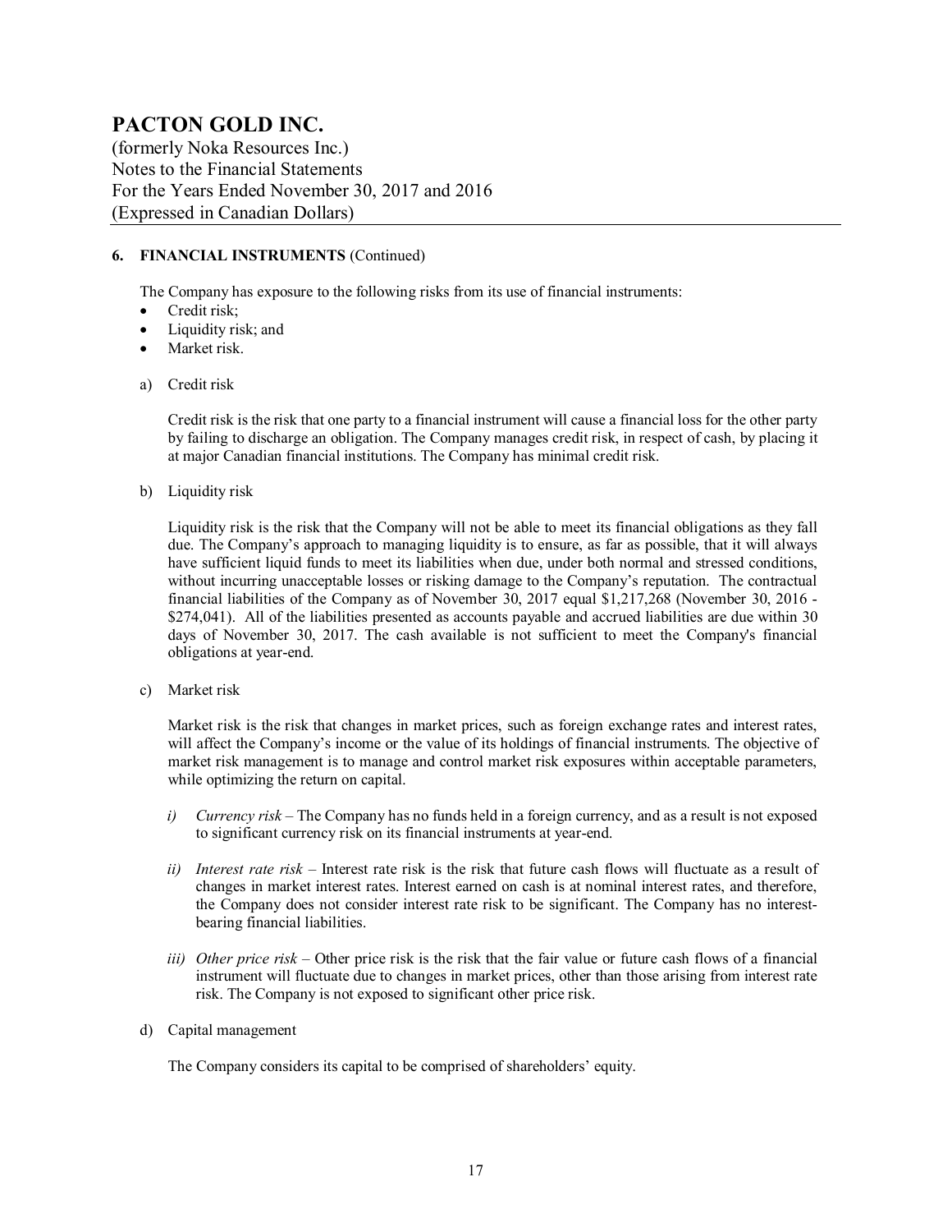## 6. FINANCIAL INSTRUMENTS (Continued)

The Company has exposure to the following risks from its use of financial instruments:

- Credit risk;
- Liquidity risk; and
- Market risk.

a) Credit risk

Credit risk is the risk that one party to a financial instrument will cause a financial loss for the other party by failing to discharge an obligation. The Company manages credit risk, in respect of cash, by placing it at major Canadian financial institutions. The Company has minimal credit risk.

b) Liquidity risk

Liquidity risk is the risk that the Company will not be able to meet its financial obligations as they fall due. The Company's approach to managing liquidity is to ensure, as far as possible, that it will always have sufficient liquid funds to meet its liabilities when due, under both normal and stressed conditions, without incurring unacceptable losses or risking damage to the Company's reputation. The contractual financial liabilities of the Company as of November 30, 2017 equal $1,217,268 (November 30, 2016 - $274,041). All of the liabilities presented as accounts payable and accrued liabilities are due within 30 days of November 30, 2017. The cash available is not sufficient to meet the Company's financial obligations at year-end.

c) Market risk

Market risk is the risk that changes in market prices, such as foreign exchange rates and interest rates, will affect the Company's income or the value of its holdings of financial instruments. The objective of market risk management is to manage and control market risk exposures within acceptable parameters, while optimizing the return on capital.

*i) Currency risk* – The Company has no funds held in a foreign currency, and as a result is not exposed to significant currency risk on its financial instruments at year-end.

*ii) Interest rate risk* – Interest rate risk is the risk that future cash flows will fluctuate as a result of changes in market interest rates. Interest earned on cash is at nominal interest rates, and therefore, the Company does not consider interest rate risk to be significant. The Company has no interest-bearing financial liabilities.

*iii) Other price risk* – Other price risk is the risk that the fair value or future cash flows of a financial instrument will fluctuate due to changes in market prices, other than those arising from interest rate risk. The Company is not exposed to significant other price risk.

d) Capital management

The Company considers its capital to be comprised of shareholders' equity.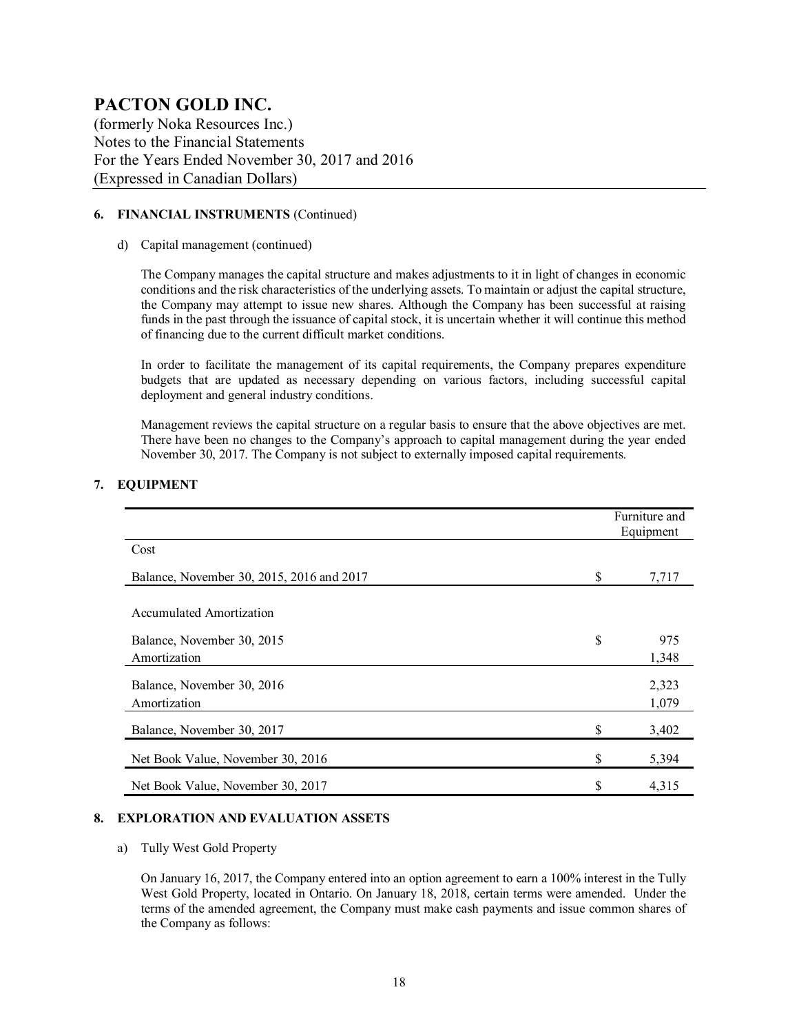# PACTON GOLD INC.

(formerly Noka Resources Inc.)
Notes to the Financial Statements
For the Years Ended November 30, 2017 and 2016
(Expressed in Canadian Dollars)

### 6. FINANCIAL INSTRUMENTS (Continued)

d) Capital management (continued)

The Company manages the capital structure and makes adjustments to it in light of changes in economic conditions and the risk characteristics of the underlying assets. To maintain or adjust the capital structure, the Company may attempt to issue new shares. Although the Company has been successful at raising funds in the past through the issuance of capital stock, it is uncertain whether it will continue this method of financing due to the current difficult market conditions.

In order to facilitate the management of its capital requirements, the Company prepares expenditure budgets that are updated as necessary depending on various factors, including successful capital deployment and general industry conditions.

Management reviews the capital structure on a regular basis to ensure that the above objectives are met. There have been no changes to the Company's approach to capital management during the year ended November 30, 2017. The Company is not subject to externally imposed capital requirements.

### 7. EQUIPMENT

| | Furniture and Equipment |
|---|---|
| Cost | |
| Balance, November 30, 2015, 2016 and 2017 | $ 7,717 |
| Accumulated Amortization | |
| Balance, November 30, 2015 | $ 975 |
| Amortization | 1,348 |
| Balance, November 30, 2016 | 2,323 |
| Amortization | 1,079 |
| Balance, November 30, 2017 | $ 3,402 |
| Net Book Value, November 30, 2016 | $ 5,394 |
| Net Book Value, November 30, 2017 | $ 4,315 |

### 8. EXPLORATION AND EVALUATION ASSETS

a) Tully West Gold Property

On January 16, 2017, the Company entered into an option agreement to earn a 100% interest in the Tully West Gold Property, located in Ontario. On January 18, 2018, certain terms were amended. Under the terms of the amended agreement, the Company must make cash payments and issue common shares of the Company as follows: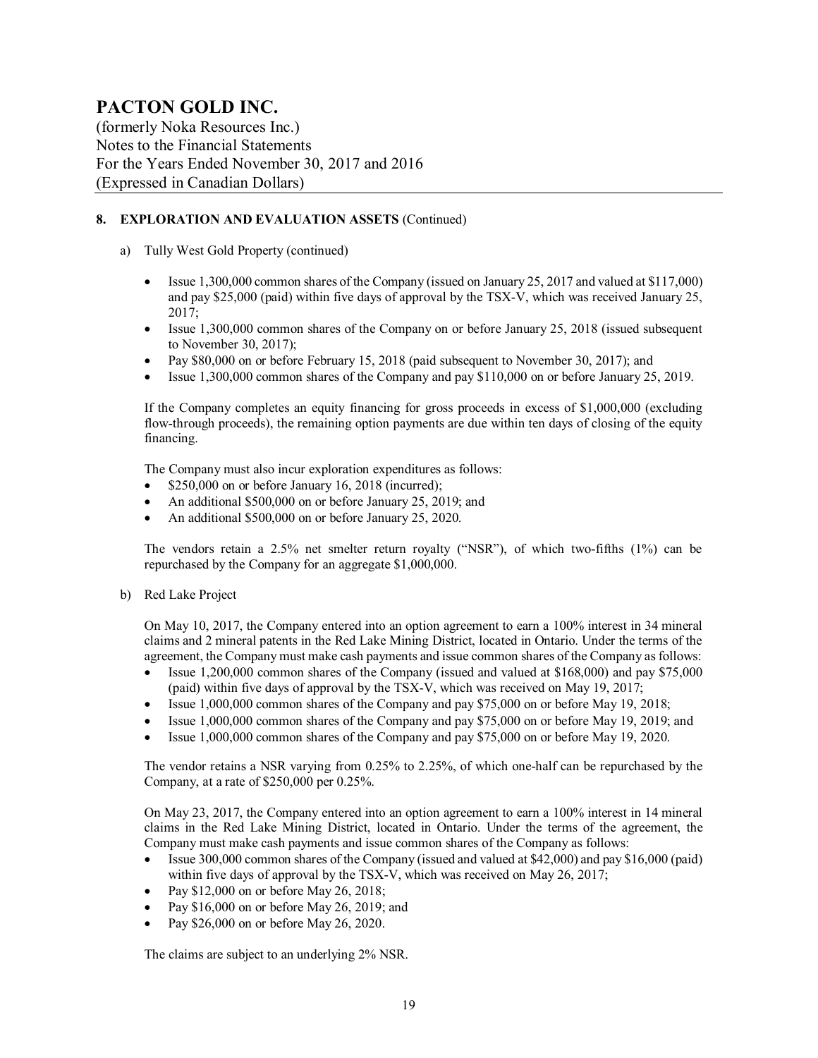### 8. EXPLORATION AND EVALUATION ASSETS (Continued)

a) Tully West Gold Property (continued)

- Issue 1,300,000 common shares of the Company (issued on January 25, 2017 and valued at $117,000) and pay $25,000 (paid) within five days of approval by the TSX-V, which was received January 25, 2017;
- Issue 1,300,000 common shares of the Company on or before January 25, 2018 (issued subsequent to November 30, 2017);
- Pay $80,000 on or before February 15, 2018 (paid subsequent to November 30, 2017); and
- Issue 1,300,000 common shares of the Company and pay $110,000 on or before January 25, 2019.

If the Company completes an equity financing for gross proceeds in excess of $1,000,000 (excluding flow-through proceeds), the remaining option payments are due within ten days of closing of the equity financing.

The Company must also incur exploration expenditures as follows:

- $250,000 on or before January 16, 2018 (incurred);
- An additional $500,000 on or before January 25, 2019; and
- An additional $500,000 on or before January 25, 2020.

The vendors retain a 2.5% net smelter return royalty ("NSR"), of which two-fifths (1%) can be repurchased by the Company for an aggregate $1,000,000.

b) Red Lake Project

On May 10, 2017, the Company entered into an option agreement to earn a 100% interest in 34 mineral claims and 2 mineral patents in the Red Lake Mining District, located in Ontario. Under the terms of the agreement, the Company must make cash payments and issue common shares of the Company as follows:

- Issue 1,200,000 common shares of the Company (issued and valued at $168,000) and pay $75,000 (paid) within five days of approval by the TSX-V, which was received on May 19, 2017;
- Issue 1,000,000 common shares of the Company and pay $75,000 on or before May 19, 2018;
- Issue 1,000,000 common shares of the Company and pay $75,000 on or before May 19, 2019; and
- Issue 1,000,000 common shares of the Company and pay $75,000 on or before May 19, 2020.

The vendor retains a NSR varying from 0.25% to 2.25%, of which one-half can be repurchased by the Company, at a rate of $250,000 per 0.25%.

On May 23, 2017, the Company entered into an option agreement to earn a 100% interest in 14 mineral claims in the Red Lake Mining District, located in Ontario. Under the terms of the agreement, the Company must make cash payments and issue common shares of the Company as follows:

- Issue 300,000 common shares of the Company (issued and valued at $42,000) and pay $16,000 (paid) within five days of approval by the TSX-V, which was received on May 26, 2017;
- Pay $12,000 on or before May 26, 2018;
- Pay $16,000 on or before May 26, 2019; and
- Pay $26,000 on or before May 26, 2020.

The claims are subject to an underlying 2% NSR.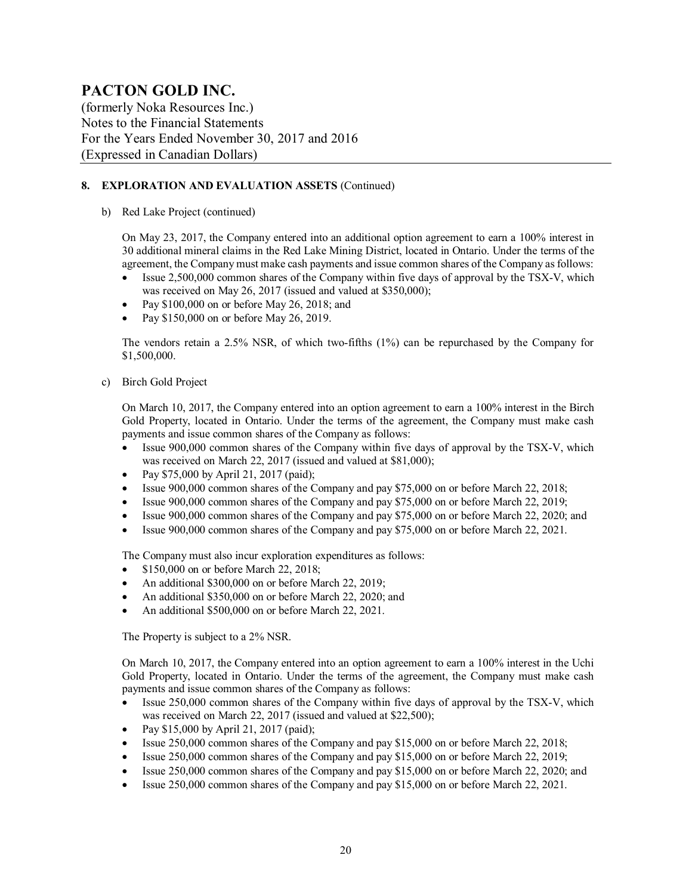# PACTON GOLD INC.

(formerly Noka Resources Inc.)
Notes to the Financial Statements
For the Years Ended November 30, 2017 and 2016
(Expressed in Canadian Dollars)

## 8. EXPLORATION AND EVALUATION ASSETS (Continued)

b) Red Lake Project (continued)

On May 23, 2017, the Company entered into an additional option agreement to earn a 100% interest in 30 additional mineral claims in the Red Lake Mining District, located in Ontario. Under the terms of the agreement, the Company must make cash payments and issue common shares of the Company as follows:

- Issue 2,500,000 common shares of the Company within five days of approval by the TSX-V, which was received on May 26, 2017 (issued and valued at $350,000);
- Pay $100,000 on or before May 26, 2018; and
- Pay $150,000 on or before May 26, 2019.

The vendors retain a 2.5% NSR, of which two-fifths (1%) can be repurchased by the Company for $1,500,000.

c) Birch Gold Project

On March 10, 2017, the Company entered into an option agreement to earn a 100% interest in the Birch Gold Property, located in Ontario. Under the terms of the agreement, the Company must make cash payments and issue common shares of the Company as follows:

- Issue 900,000 common shares of the Company within five days of approval by the TSX-V, which was received on March 22, 2017 (issued and valued at $81,000);
- Pay $75,000 by April 21, 2017 (paid);
- Issue 900,000 common shares of the Company and pay $75,000 on or before March 22, 2018;
- Issue 900,000 common shares of the Company and pay $75,000 on or before March 22, 2019;
- Issue 900,000 common shares of the Company and pay $75,000 on or before March 22, 2020; and
- Issue 900,000 common shares of the Company and pay $75,000 on or before March 22, 2021.

The Company must also incur exploration expenditures as follows:

- $150,000 on or before March 22, 2018;
- An additional $300,000 on or before March 22, 2019;
- An additional $350,000 on or before March 22, 2020; and
- An additional $500,000 on or before March 22, 2021.

The Property is subject to a 2% NSR.

On March 10, 2017, the Company entered into an option agreement to earn a 100% interest in the Uchi Gold Property, located in Ontario. Under the terms of the agreement, the Company must make cash payments and issue common shares of the Company as follows:

- Issue 250,000 common shares of the Company within five days of approval by the TSX-V, which was received on March 22, 2017 (issued and valued at $22,500);
- Pay $15,000 by April 21, 2017 (paid);
- Issue 250,000 common shares of the Company and pay $15,000 on or before March 22, 2018;
- Issue 250,000 common shares of the Company and pay $15,000 on or before March 22, 2019;
- Issue 250,000 common shares of the Company and pay $15,000 on or before March 22, 2020; and
- Issue 250,000 common shares of the Company and pay $15,000 on or before March 22, 2021.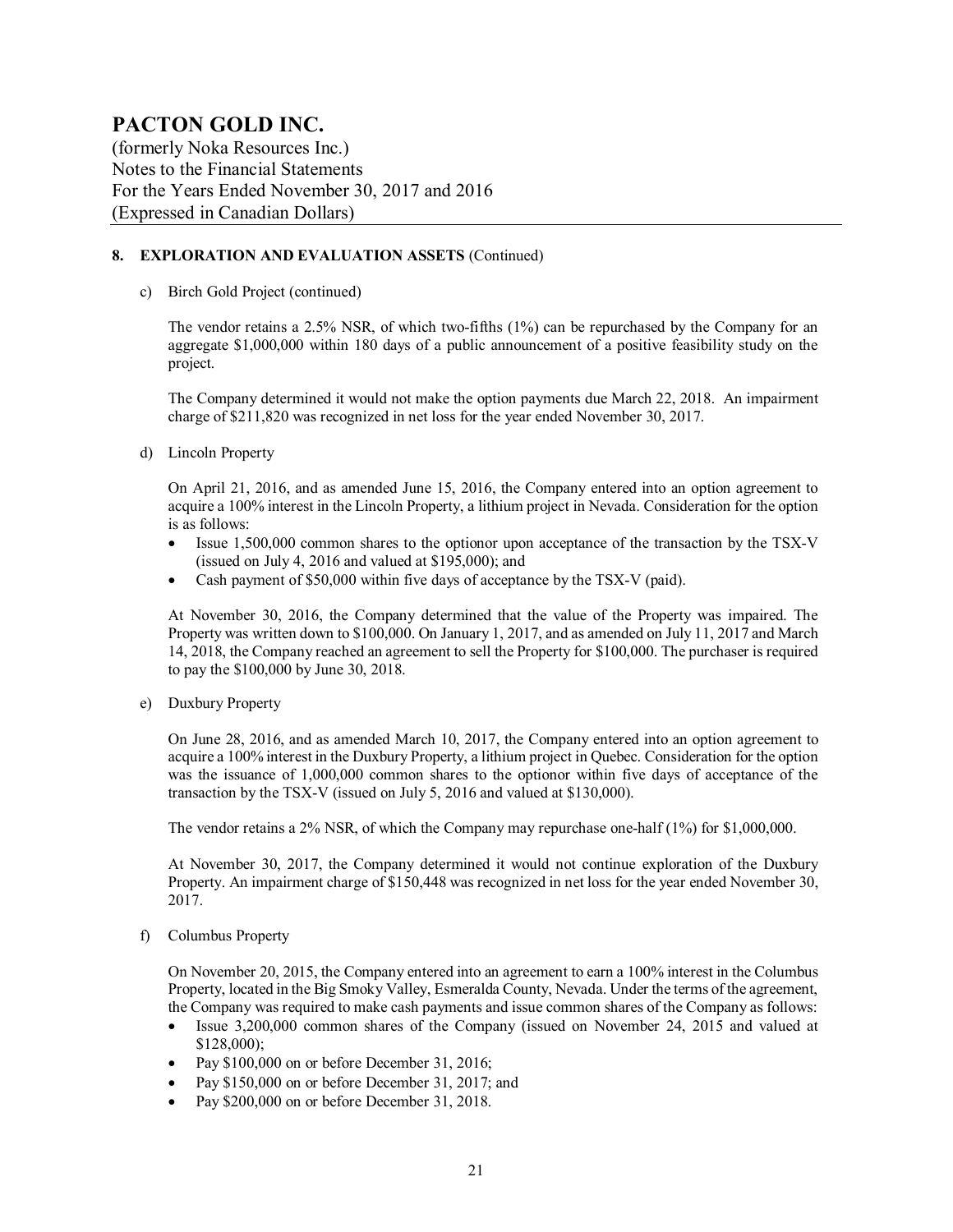## 8. EXPLORATION AND EVALUATION ASSETS (Continued)

c) Birch Gold Project (continued)

The vendor retains a 2.5% NSR, of which two-fifths (1%) can be repurchased by the Company for an aggregate $1,000,000 within 180 days of a public announcement of a positive feasibility study on the project.

The Company determined it would not make the option payments due March 22, 2018. An impairment charge of $211,820 was recognized in net loss for the year ended November 30, 2017.

d) Lincoln Property

On April 21, 2016, and as amended June 15, 2016, the Company entered into an option agreement to acquire a 100% interest in the Lincoln Property, a lithium project in Nevada. Consideration for the option is as follows:

- Issue 1,500,000 common shares to the optionor upon acceptance of the transaction by the TSX-V (issued on July 4, 2016 and valued at $195,000); and
- Cash payment of $50,000 within five days of acceptance by the TSX-V (paid).

At November 30, 2016, the Company determined that the value of the Property was impaired. The Property was written down to $100,000. On January 1, 2017, and as amended on July 11, 2017 and March 14, 2018, the Company reached an agreement to sell the Property for $100,000. The purchaser is required to pay the $100,000 by June 30, 2018.

e) Duxbury Property

On June 28, 2016, and as amended March 10, 2017, the Company entered into an option agreement to acquire a 100% interest in the Duxbury Property, a lithium project in Quebec. Consideration for the option was the issuance of 1,000,000 common shares to the optionor within five days of acceptance of the transaction by the TSX-V (issued on July 5, 2016 and valued at $130,000).

The vendor retains a 2% NSR, of which the Company may repurchase one-half (1%) for $1,000,000.

At November 30, 2017, the Company determined it would not continue exploration of the Duxbury Property. An impairment charge of $150,448 was recognized in net loss for the year ended November 30, 2017.

f) Columbus Property

On November 20, 2015, the Company entered into an agreement to earn a 100% interest in the Columbus Property, located in the Big Smoky Valley, Esmeralda County, Nevada. Under the terms of the agreement, the Company was required to make cash payments and issue common shares of the Company as follows:

- Issue 3,200,000 common shares of the Company (issued on November 24, 2015 and valued at $128,000);
- Pay $100,000 on or before December 31, 2016;
- Pay $150,000 on or before December 31, 2017; and
- Pay $200,000 on or before December 31, 2018.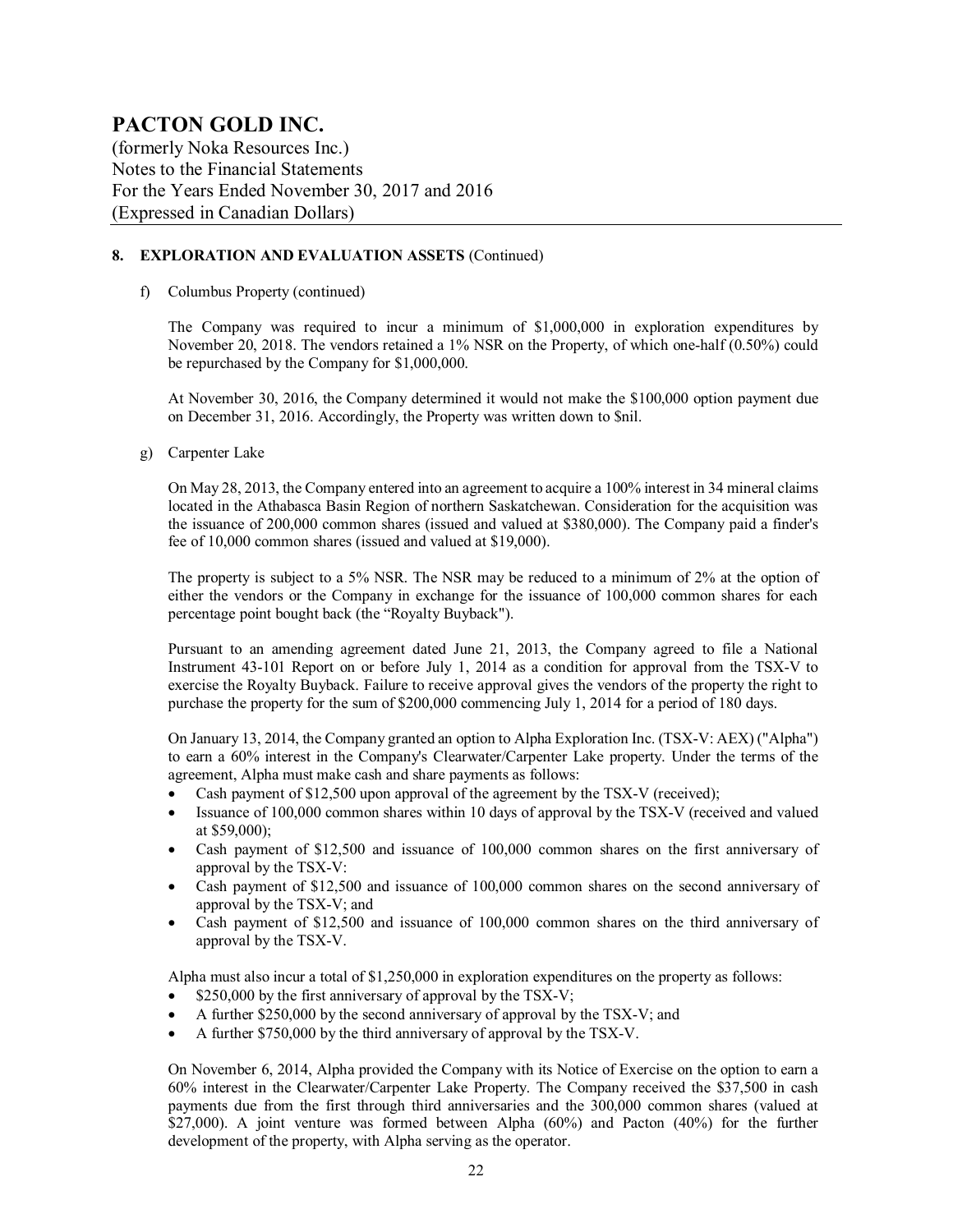# PACTON GOLD INC.

(formerly Noka Resources Inc.)
Notes to the Financial Statements
For the Years Ended November 30, 2017 and 2016
(Expressed in Canadian Dollars)

## 8. EXPLORATION AND EVALUATION ASSETS (Continued)

f) Columbus Property (continued)

The Company was required to incur a minimum of $1,000,000 in exploration expenditures by November 20, 2018. The vendors retained a 1% NSR on the Property, of which one-half (0.50%) could be repurchased by the Company for $1,000,000.

At November 30, 2016, the Company determined it would not make the $100,000 option payment due on December 31, 2016. Accordingly, the Property was written down to $nil.

g) Carpenter Lake

On May 28, 2013, the Company entered into an agreement to acquire a 100% interest in 34 mineral claims located in the Athabasca Basin Region of northern Saskatchewan. Consideration for the acquisition was the issuance of 200,000 common shares (issued and valued at $380,000). The Company paid a finder's fee of 10,000 common shares (issued and valued at $19,000).

The property is subject to a 5% NSR. The NSR may be reduced to a minimum of 2% at the option of either the vendors or the Company in exchange for the issuance of 100,000 common shares for each percentage point bought back (the "Royalty Buyback").

Pursuant to an amending agreement dated June 21, 2013, the Company agreed to file a National Instrument 43-101 Report on or before July 1, 2014 as a condition for approval from the TSX-V to exercise the Royalty Buyback. Failure to receive approval gives the vendors of the property the right to purchase the property for the sum of $200,000 commencing July 1, 2014 for a period of 180 days.

On January 13, 2014, the Company granted an option to Alpha Exploration Inc. (TSX-V: AEX) ("Alpha") to earn a 60% interest in the Company's Clearwater/Carpenter Lake property. Under the terms of the agreement, Alpha must make cash and share payments as follows:

- Cash payment of $12,500 upon approval of the agreement by the TSX-V (received);
- Issuance of 100,000 common shares within 10 days of approval by the TSX-V (received and valued at $59,000);
- Cash payment of $12,500 and issuance of 100,000 common shares on the first anniversary of approval by the TSX-V:
- Cash payment of $12,500 and issuance of 100,000 common shares on the second anniversary of approval by the TSX-V; and
- Cash payment of $12,500 and issuance of 100,000 common shares on the third anniversary of approval by the TSX-V.

Alpha must also incur a total of $1,250,000 in exploration expenditures on the property as follows:

- $250,000 by the first anniversary of approval by the TSX-V;
- A further $250,000 by the second anniversary of approval by the TSX-V; and
- A further $750,000 by the third anniversary of approval by the TSX-V.

On November 6, 2014, Alpha provided the Company with its Notice of Exercise on the option to earn a 60% interest in the Clearwater/Carpenter Lake Property. The Company received the $37,500 in cash payments due from the first through third anniversaries and the 300,000 common shares (valued at $27,000). A joint venture was formed between Alpha (60%) and Pacton (40%) for the further development of the property, with Alpha serving as the operator.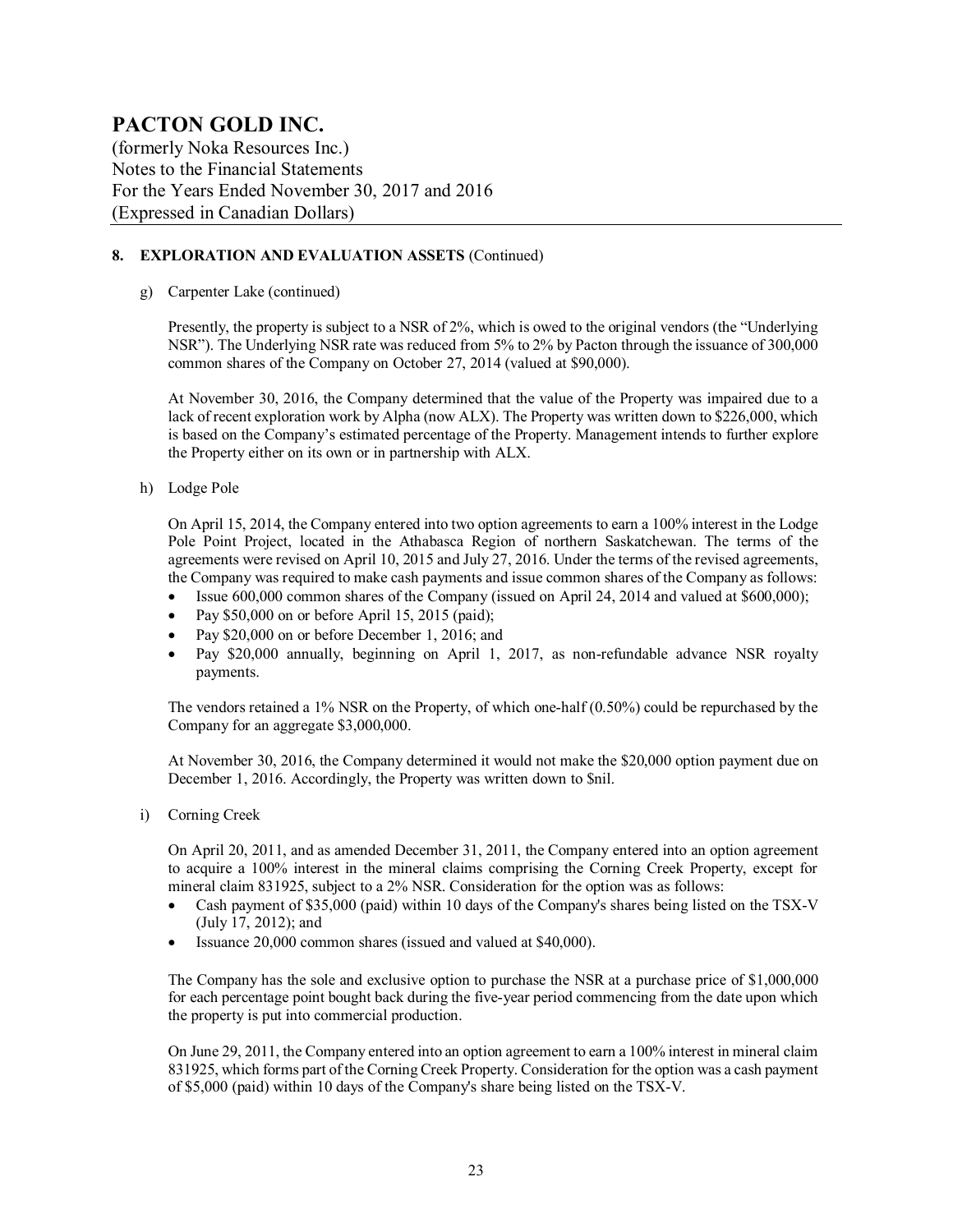# PACTON GOLD INC.

(formerly Noka Resources Inc.)
Notes to the Financial Statements
For the Years Ended November 30, 2017 and 2016
(Expressed in Canadian Dollars)

## 8. EXPLORATION AND EVALUATION ASSETS (Continued)

g) Carpenter Lake (continued)

Presently, the property is subject to a NSR of 2%, which is owed to the original vendors (the "Underlying NSR"). The Underlying NSR rate was reduced from 5% to 2% by Pacton through the issuance of 300,000 common shares of the Company on October 27, 2014 (valued at $90,000).

At November 30, 2016, the Company determined that the value of the Property was impaired due to a lack of recent exploration work by Alpha (now ALX). The Property was written down to $226,000, which is based on the Company's estimated percentage of the Property. Management intends to further explore the Property either on its own or in partnership with ALX.

h) Lodge Pole

On April 15, 2014, the Company entered into two option agreements to earn a 100% interest in the Lodge Pole Point Project, located in the Athabasca Region of northern Saskatchewan. The terms of the agreements were revised on April 10, 2015 and July 27, 2016. Under the terms of the revised agreements, the Company was required to make cash payments and issue common shares of the Company as follows:

- Issue 600,000 common shares of the Company (issued on April 24, 2014 and valued at $600,000);
- Pay $50,000 on or before April 15, 2015 (paid);
- Pay $20,000 on or before December 1, 2016; and
- Pay $20,000 annually, beginning on April 1, 2017, as non-refundable advance NSR royalty payments.

The vendors retained a 1% NSR on the Property, of which one-half (0.50%) could be repurchased by the Company for an aggregate $3,000,000.

At November 30, 2016, the Company determined it would not make the $20,000 option payment due on December 1, 2016. Accordingly, the Property was written down to $nil.

i) Corning Creek

On April 20, 2011, and as amended December 31, 2011, the Company entered into an option agreement to acquire a 100% interest in the mineral claims comprising the Corning Creek Property, except for mineral claim 831925, subject to a 2% NSR. Consideration for the option was as follows:

- Cash payment of $35,000 (paid) within 10 days of the Company's shares being listed on the TSX-V (July 17, 2012); and
- Issuance 20,000 common shares (issued and valued at $40,000).

The Company has the sole and exclusive option to purchase the NSR at a purchase price of $1,000,000 for each percentage point bought back during the five-year period commencing from the date upon which the property is put into commercial production.

On June 29, 2011, the Company entered into an option agreement to earn a 100% interest in mineral claim 831925, which forms part of the Corning Creek Property. Consideration for the option was a cash payment of $5,000 (paid) within 10 days of the Company's share being listed on the TSX-V.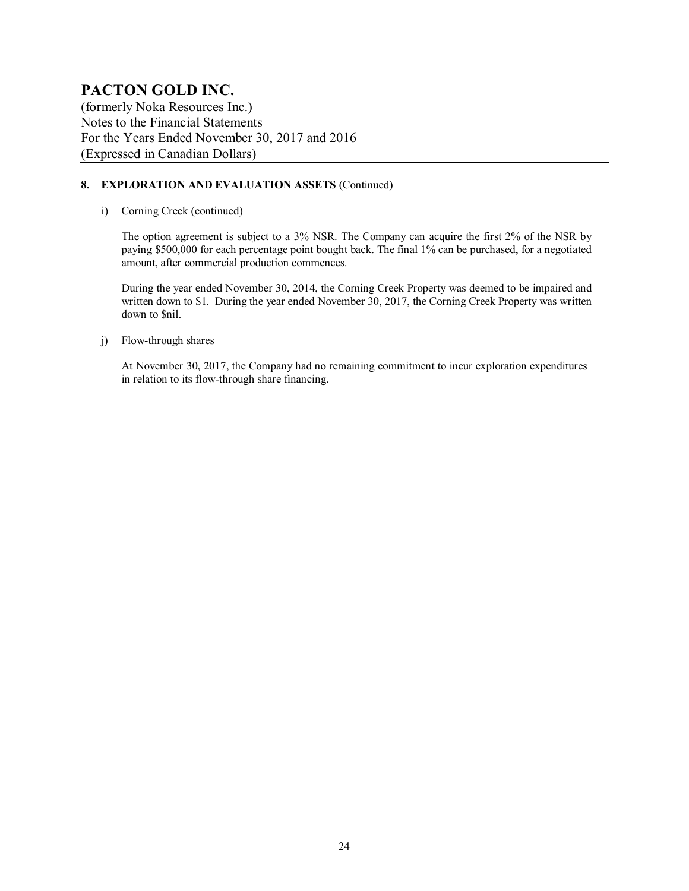## 8. EXPLORATION AND EVALUATION ASSETS (Continued)

i) Corning Creek (continued)

The option agreement is subject to a 3% NSR. The Company can acquire the first 2% of the NSR by paying $500,000 for each percentage point bought back. The final 1% can be purchased, for a negotiated amount, after commercial production commences.

During the year ended November 30, 2014, the Corning Creek Property was deemed to be impaired and written down to $1. During the year ended November 30, 2017, the Corning Creek Property was written down to $nil.

j) Flow-through shares

At November 30, 2017, the Company had no remaining commitment to incur exploration expenditures in relation to its flow-through share financing.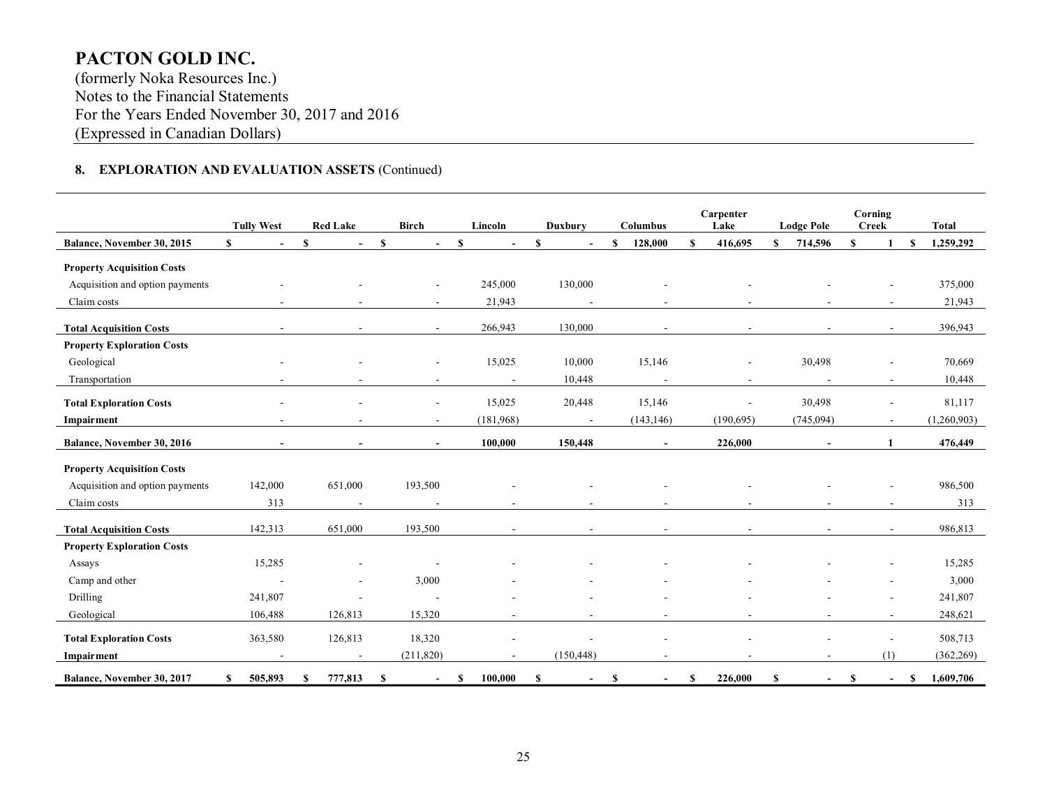# PACTON GOLD INC.

(formerly Noka Resources Inc.)
Notes to the Financial Statements
For the Years Ended November 30, 2017 and 2016
(Expressed in Canadian Dollars)

## 8. EXPLORATION AND EVALUATION ASSETS (Continued)

| | Tully West | Red Lake | Birch | Lincoln | Duxbury | Columbus | Carpenter Lake | Lodge Pole | Corning Creek | Total |
|---|---|---|---|---|---|---|---|---|---|---|
| **Balance, November 30, 2015** | $ - | $ - | $ - | $ - | $ - | $ 128,000 | $ 416,695 | $ 714,596 | $ 1 | $ 1,259,292 |
| **Property Acquisition Costs** | | | | | | | | | | |
| Acquisition and option payments | - | - | - | 245,000 | 130,000 | - | - | - | - | 375,000 |
| Claim costs | - | - | - | 21,943 | - | - | - | - | - | 21,943 |
| **Total Acquisition Costs** | - | - | - | 266,943 | 130,000 | - | - | - | - | 396,943 |
| **Property Exploration Costs** | | | | | | | | | | |
| Geological | - | - | - | 15,025 | 10,000 | 15,146 | - | 30,498 | - | 70,669 |
| Transportation | - | - | - | - | 10,448 | - | - | - | - | 10,448 |
| **Total Exploration Costs** | - | - | - | 15,025 | 20,448 | 15,146 | - | 30,498 | - | 81,117 |
| **Impairment** | - | - | - | (181,968) | - | (143,146) | (190,695) | (745,094) | - | (1,260,903) |
| **Balance, November 30, 2016** | **-** | **-** | **-** | **100,000** | **150,448** | **-** | **226,000** | **-** | **1** | **476,449** |
| **Property Acquisition Costs** | | | | | | | | | | |
| Acquisition and option payments | 142,000 | 651,000 | 193,500 | - | - | - | - | - | - | 986,500 |
| Claim costs | 313 | - | - | - | - | - | - | - | - | 313 |
| **Total Acquisition Costs** | 142,313 | 651,000 | 193,500 | - | - | - | - | - | - | 986,813 |
| **Property Exploration Costs** | | | | | | | | | | |
| Assays | 15,285 | - | - | - | - | - | - | - | - | 15,285 |
| Camp and other | - | - | 3,000 | - | - | - | - | - | - | 3,000 |
| Drilling | 241,807 | - | - | - | - | - | - | - | - | 241,807 |
| Geological | 106,488 | 126,813 | 15,320 | - | - | - | - | - | - | 248,621 |
| **Total Exploration Costs** | 363,580 | 126,813 | 18,320 | - | - | - | - | - | - | 508,713 |
| **Impairment** | - | - | (211,820) | - | (150,448) | - | - | - | (1) | (362,269) |
| **Balance, November 30, 2017** | **$ 505,893** | **$ 777,813** | **$ -** | **$ 100,000** | **$ -** | **$ -** | **$ 226,000** | **$ -** | **$ -** | **$ 1,609,706** |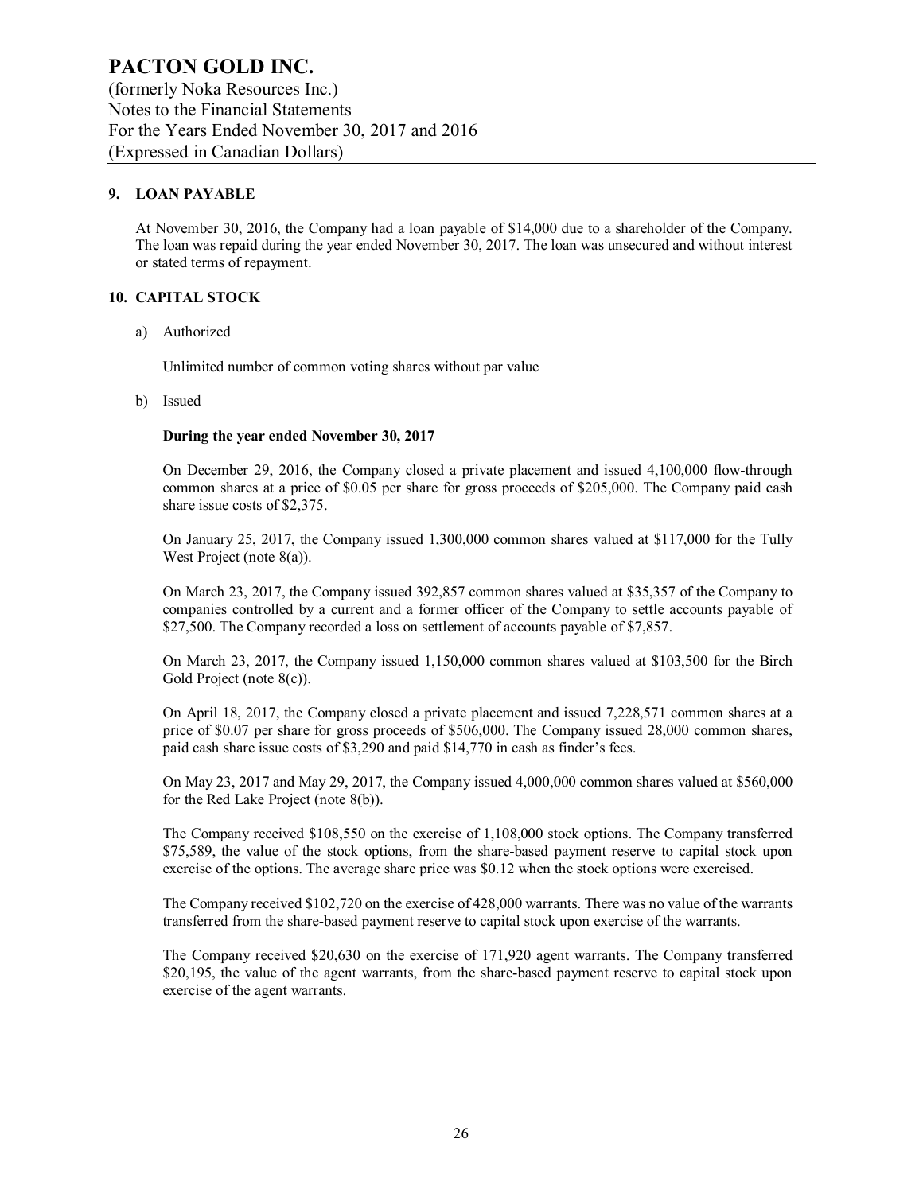## 9. LOAN PAYABLE

At November 30, 2016, the Company had a loan payable of $14,000 due to a shareholder of the Company. The loan was repaid during the year ended November 30, 2017. The loan was unsecured and without interest or stated terms of repayment.

## 10. CAPITAL STOCK

a) Authorized

Unlimited number of common voting shares without par value

b) Issued

**During the year ended November 30, 2017**

On December 29, 2016, the Company closed a private placement and issued 4,100,000 flow-through common shares at a price of $0.05 per share for gross proceeds of $205,000. The Company paid cash share issue costs of $2,375.

On January 25, 2017, the Company issued 1,300,000 common shares valued at $117,000 for the Tully West Project (note 8(a)).

On March 23, 2017, the Company issued 392,857 common shares valued at $35,357 of the Company to companies controlled by a current and a former officer of the Company to settle accounts payable of $27,500. The Company recorded a loss on settlement of accounts payable of $7,857.

On March 23, 2017, the Company issued 1,150,000 common shares valued at $103,500 for the Birch Gold Project (note 8(c)).

On April 18, 2017, the Company closed a private placement and issued 7,228,571 common shares at a price of $0.07 per share for gross proceeds of $506,000. The Company issued 28,000 common shares, paid cash share issue costs of $3,290 and paid $14,770 in cash as finder's fees.

On May 23, 2017 and May 29, 2017, the Company issued 4,000,000 common shares valued at $560,000 for the Red Lake Project (note 8(b)).

The Company received $108,550 on the exercise of 1,108,000 stock options. The Company transferred $75,589, the value of the stock options, from the share-based payment reserve to capital stock upon exercise of the options. The average share price was $0.12 when the stock options were exercised.

The Company received $102,720 on the exercise of 428,000 warrants. There was no value of the warrants transferred from the share-based payment reserve to capital stock upon exercise of the warrants.

The Company received $20,630 on the exercise of 171,920 agent warrants. The Company transferred $20,195, the value of the agent warrants, from the share-based payment reserve to capital stock upon exercise of the agent warrants.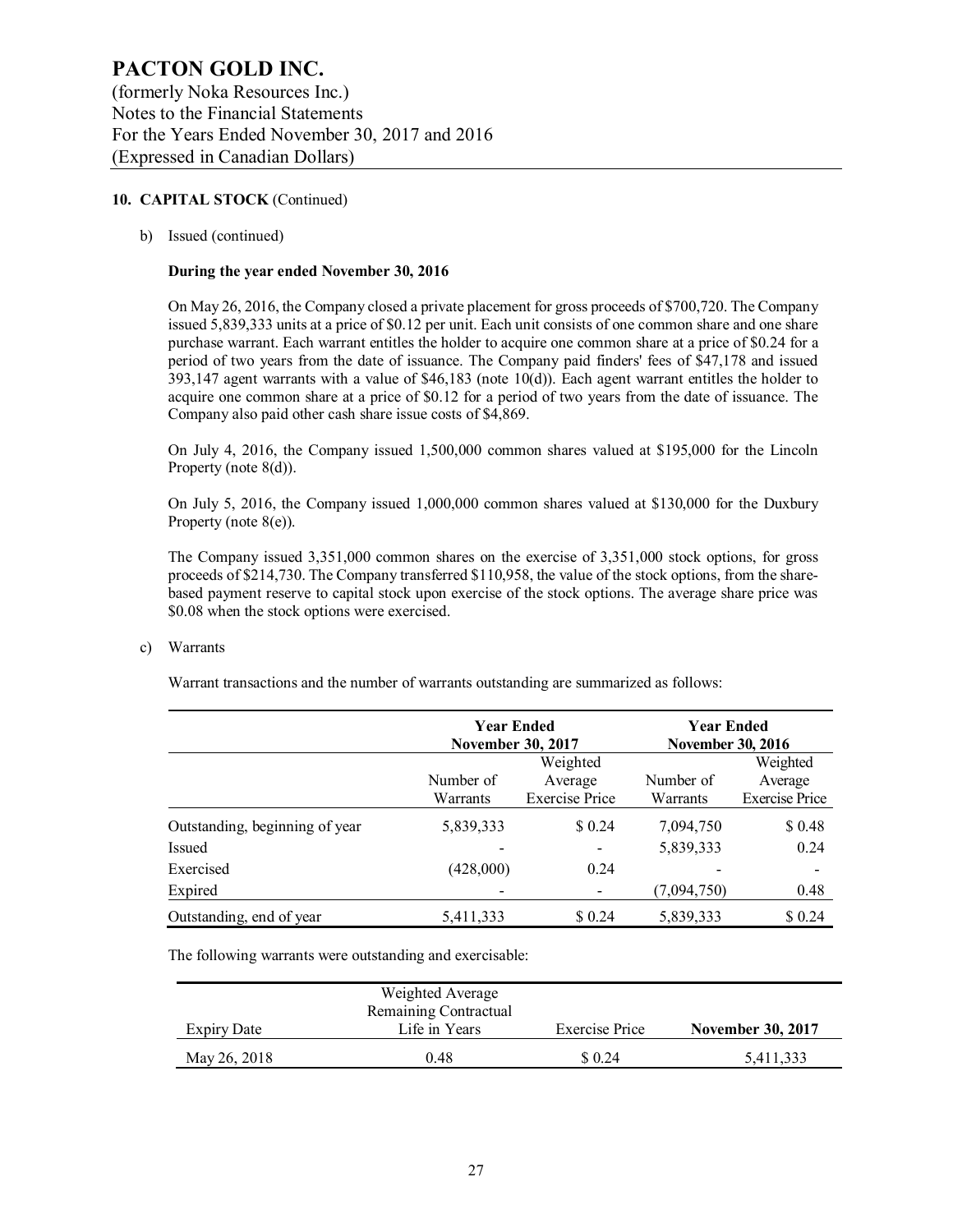## 10. CAPITAL STOCK (Continued)

b) Issued (continued)

**During the year ended November 30, 2016**

On May 26, 2016, the Company closed a private placement for gross proceeds of $700,720. The Company issued 5,839,333 units at a price of $0.12 per unit. Each unit consists of one common share and one share purchase warrant. Each warrant entitles the holder to acquire one common share at a price of $0.24 for a period of two years from the date of issuance. The Company paid finders' fees of $47,178 and issued 393,147 agent warrants with a value of $46,183 (note 10(d)). Each agent warrant entitles the holder to acquire one common share at a price of $0.12 for a period of two years from the date of issuance. The Company also paid other cash share issue costs of $4,869.

On July 4, 2016, the Company issued 1,500,000 common shares valued at $195,000 for the Lincoln Property (note 8(d)).

On July 5, 2016, the Company issued 1,000,000 common shares valued at $130,000 for the Duxbury Property (note 8(e)).

The Company issued 3,351,000 common shares on the exercise of 3,351,000 stock options, for gross proceeds of $214,730. The Company transferred $110,958, the value of the stock options, from the share-based payment reserve to capital stock upon exercise of the stock options. The average share price was $0.08 when the stock options were exercised.

c) Warrants

Warrant transactions and the number of warrants outstanding are summarized as follows:

| | Year Ended November 30, 2017 | | Year Ended November 30, 2016 | |
|---|---|---|---|---|
| | Number of Warrants | Weighted Average Exercise Price | Number of Warrants | Weighted Average Exercise Price |
| Outstanding, beginning of year | 5,839,333 | $ 0.24 | 7,094,750 | $ 0.48 |
| Issued | - | - | 5,839,333 | 0.24 |
| Exercised | (428,000) | 0.24 | - | - |
| Expired | - | - | (7,094,750) | 0.48 |
| Outstanding, end of year | 5,411,333 | $ 0.24 | 5,839,333 | $ 0.24 |

The following warrants were outstanding and exercisable:

| Expiry Date | Weighted Average Remaining Contractual Life in Years | Exercise Price | November 30, 2017 |
|---|---|---|---|
| May 26, 2018 | 0.48 | $ 0.24 | 5,411,333 |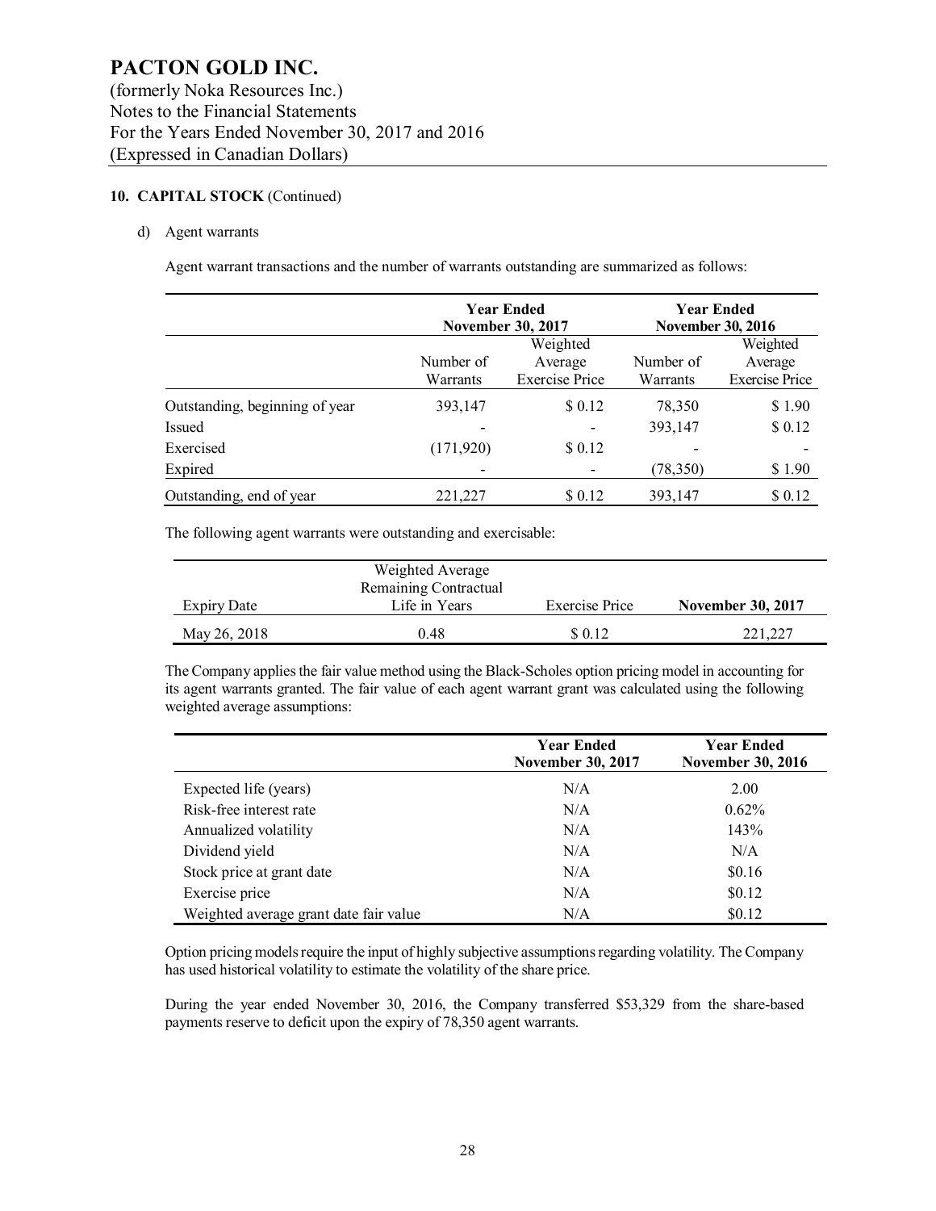# PACTON GOLD INC.

(formerly Noka Resources Inc.)
Notes to the Financial Statements
For the Years Ended November 30, 2017 and 2016
(Expressed in Canadian Dollars)

**10. CAPITAL STOCK** (Continued)

d) Agent warrants

Agent warrant transactions and the number of warrants outstanding are summarized as follows:

| | **Year Ended November 30, 2017** | | **Year Ended November 30, 2016** | |
|---|---|---|---|---|
| | Number of Warrants | Weighted Average Exercise Price | Number of Warrants | Weighted Average Exercise Price |
| Outstanding, beginning of year | 393,147 | $ 0.12 | 78,350 | $ 1.90 |
| Issued | - | - | 393,147 | $ 0.12 |
| Exercised | (171,920) | $ 0.12 | - | - |
| Expired | - | - | (78,350) | $ 1.90 |
| Outstanding, end of year | 221,227 | $ 0.12 | 393,147 | $ 0.12 |

The following agent warrants were outstanding and exercisable:

| Expiry Date | Weighted Average Remaining Contractual Life in Years | Exercise Price | **November 30, 2017** |
|---|---|---|---|
| May 26, 2018 | 0.48 | $ 0.12 | 221,227 |

The Company applies the fair value method using the Black-Scholes option pricing model in accounting for its agent warrants granted. The fair value of each agent warrant grant was calculated using the following weighted average assumptions:

| | **Year Ended November 30, 2017** | **Year Ended November 30, 2016** |
|---|---|---|
| Expected life (years) | N/A | 2.00 |
| Risk-free interest rate | N/A | 0.62% |
| Annualized volatility | N/A | 143% |
| Dividend yield | N/A | N/A |
| Stock price at grant date | N/A | $0.16 |
| Exercise price | N/A | $0.12 |
| Weighted average grant date fair value | N/A | $0.12 |

Option pricing models require the input of highly subjective assumptions regarding volatility. The Company has used historical volatility to estimate the volatility of the share price.

During the year ended November 30, 2016, the Company transferred $53,329 from the share-based payments reserve to deficit upon the expiry of 78,350 agent warrants.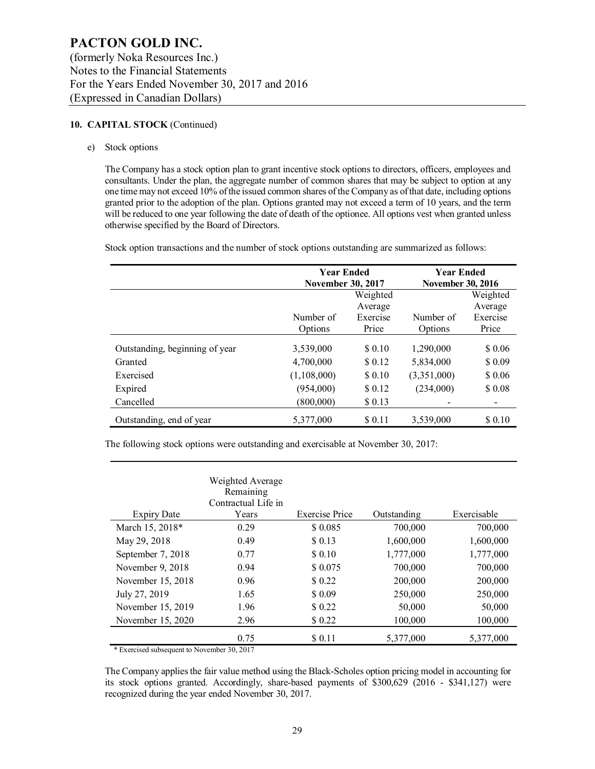# PACTON GOLD INC.

(formerly Noka Resources Inc.)
Notes to the Financial Statements
For the Years Ended November 30, 2017 and 2016
(Expressed in Canadian Dollars)

**10. CAPITAL STOCK** (Continued)

e) Stock options

The Company has a stock option plan to grant incentive stock options to directors, officers, employees and consultants. Under the plan, the aggregate number of common shares that may be subject to option at any one time may not exceed 10% of the issued common shares of the Company as of that date, including options granted prior to the adoption of the plan. Options granted may not exceed a term of 10 years, and the term will be reduced to one year following the date of death of the optionee. All options vest when granted unless otherwise specified by the Board of Directors.

Stock option transactions and the number of stock options outstanding are summarized as follows:

| | **Year Ended November 30, 2017** | | **Year Ended November 30, 2016** | |
|---|---|---|---|---|
| | Number of Options | Weighted Average Exercise Price | Number of Options | Weighted Average Exercise Price |
| Outstanding, beginning of year | 3,539,000 | $ 0.10 | 1,290,000 | $ 0.06 |
| Granted | 4,700,000 | $ 0.12 | 5,834,000 | $ 0.09 |
| Exercised | (1,108,000) | $ 0.10 | (3,351,000) | $ 0.06 |
| Expired | (954,000) | $ 0.12 | (234,000) | $ 0.08 |
| Cancelled | (800,000) | $ 0.13 | - | - |
| Outstanding, end of year | 5,377,000 | $ 0.11 | 3,539,000 | $ 0.10 |

The following stock options were outstanding and exercisable at November 30, 2017:

| Expiry Date | Weighted Average Remaining Contractual Life in Years | Exercise Price | Outstanding | Exercisable |
|---|---|---|---|---|
| March 15, 2018* | 0.29 | $ 0.085 | 700,000 | 700,000 |
| May 29, 2018 | 0.49 | $ 0.13 | 1,600,000 | 1,600,000 |
| September 7, 2018 | 0.77 | $ 0.10 | 1,777,000 | 1,777,000 |
| November 9, 2018 | 0.94 | $ 0.075 | 700,000 | 700,000 |
| November 15, 2018 | 0.96 | $ 0.22 | 200,000 | 200,000 |
| July 27, 2019 | 1.65 | $ 0.09 | 250,000 | 250,000 |
| November 15, 2019 | 1.96 | $ 0.22 | 50,000 | 50,000 |
| November 15, 2020 | 2.96 | $ 0.22 | 100,000 | 100,000 |
| | 0.75 | $ 0.11 | 5,377,000 | 5,377,000 |

\* Exercised subsequent to November 30, 2017

The Company applies the fair value method using the Black-Scholes option pricing model in accounting for its stock options granted. Accordingly, share-based payments of $300,629 (2016 - $341,127) were recognized during the year ended November 30, 2017.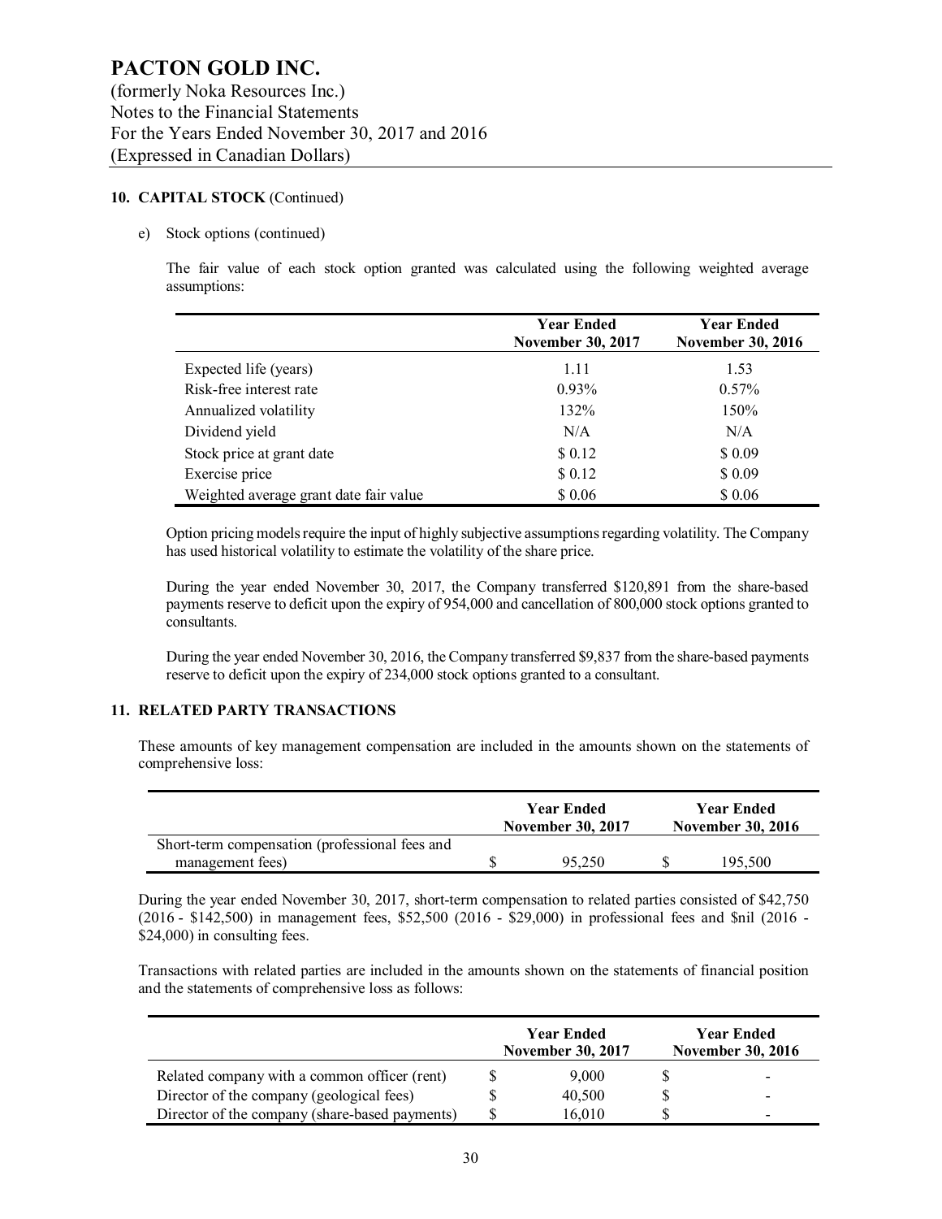# PACTON GOLD INC.

(formerly Noka Resources Inc.)
Notes to the Financial Statements
For the Years Ended November 30, 2017 and 2016
(Expressed in Canadian Dollars)

**10. CAPITAL STOCK** (Continued)

e) Stock options (continued)

The fair value of each stock option granted was calculated using the following weighted average assumptions:

| | Year Ended November 30, 2017 | Year Ended November 30, 2016 |
|---|---|---|
| Expected life (years) | 1.11 | 1.53 |
| Risk-free interest rate | 0.93% | 0.57% |
| Annualized volatility | 132% | 150% |
| Dividend yield | N/A | N/A |
| Stock price at grant date | $ 0.12 | $ 0.09 |
| Exercise price | $ 0.12 | $ 0.09 |
| Weighted average grant date fair value | $ 0.06 | $ 0.06 |

Option pricing models require the input of highly subjective assumptions regarding volatility. The Company has used historical volatility to estimate the volatility of the share price.

During the year ended November 30, 2017, the Company transferred $120,891 from the share-based payments reserve to deficit upon the expiry of 954,000 and cancellation of 800,000 stock options granted to consultants.

During the year ended November 30, 2016, the Company transferred $9,837 from the share-based payments reserve to deficit upon the expiry of 234,000 stock options granted to a consultant.

**11. RELATED PARTY TRANSACTIONS**

These amounts of key management compensation are included in the amounts shown on the statements of comprehensive loss:

| | Year Ended November 30, 2017 | Year Ended November 30, 2016 |
|---|---|---|
| Short-term compensation (professional fees and management fees) | $ 95,250 | $ 195,500 |

During the year ended November 30, 2017, short-term compensation to related parties consisted of $42,750 (2016 - $142,500) in management fees, $52,500 (2016 - $29,000) in professional fees and $nil (2016 - $24,000) in consulting fees.

Transactions with related parties are included in the amounts shown on the statements of financial position and the statements of comprehensive loss as follows:

| | Year Ended November 30, 2017 | Year Ended November 30, 2016 |
|---|---|---|
| Related company with a common officer (rent) | $ 9,000 | $ - |
| Director of the company (geological fees) | $ 40,500 | $ - |
| Director of the company (share-based payments) | $ 16,010 | $ - |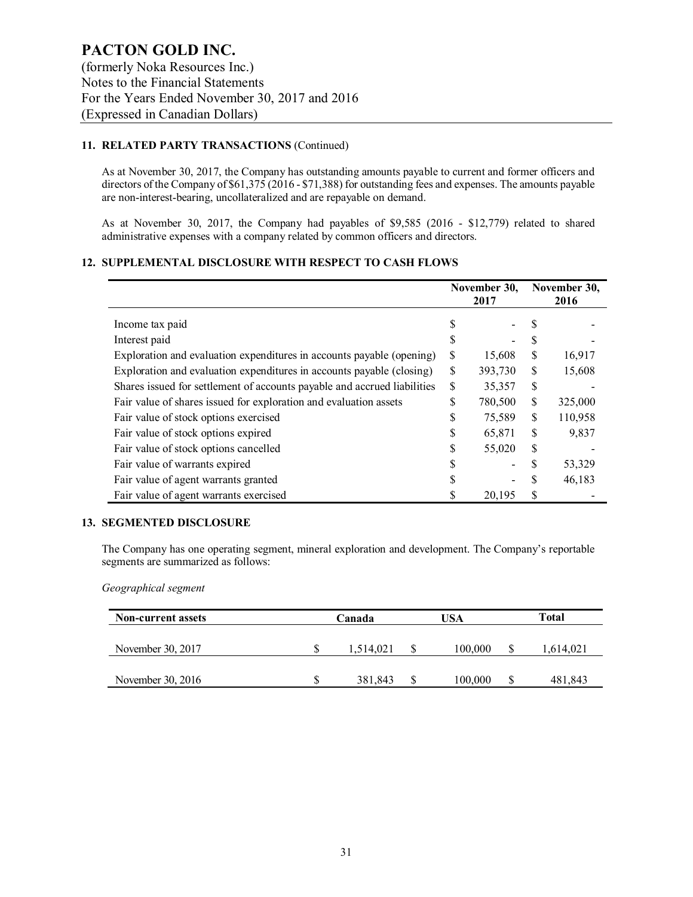# PACTON GOLD INC.

(formerly Noka Resources Inc.)
Notes to the Financial Statements
For the Years Ended November 30, 2017 and 2016
(Expressed in Canadian Dollars)

## 11. RELATED PARTY TRANSACTIONS (Continued)

As at November 30, 2017, the Company has outstanding amounts payable to current and former officers and directors of the Company of $61,375 (2016 - $71,388) for outstanding fees and expenses. The amounts payable are non-interest-bearing, uncollateralized and are repayable on demand.

As at November 30, 2017, the Company had payables of $9,585 (2016 - $12,779) related to shared administrative expenses with a company related by common officers and directors.

## 12. SUPPLEMENTAL DISCLOSURE WITH RESPECT TO CASH FLOWS

| | November 30, 2017 | November 30, 2016 |
|---|---|---|
| Income tax paid | $ - | $ - |
| Interest paid | $ - | $ - |
| Exploration and evaluation expenditures in accounts payable (opening) | $ 15,608 | $ 16,917 |
| Exploration and evaluation expenditures in accounts payable (closing) | $ 393,730 | $ 15,608 |
| Shares issued for settlement of accounts payable and accrued liabilities | $ 35,357 | $ - |
| Fair value of shares issued for exploration and evaluation assets | $ 780,500 | $ 325,000 |
| Fair value of stock options exercised | $ 75,589 | $ 110,958 |
| Fair value of stock options expired | $ 65,871 | $ 9,837 |
| Fair value of stock options cancelled | $ 55,020 | $ - |
| Fair value of warrants expired | $ - | $ 53,329 |
| Fair value of agent warrants granted | $ - | $ 46,183 |
| Fair value of agent warrants exercised | $ 20,195 | $ - |

## 13. SEGMENTED DISCLOSURE

The Company has one operating segment, mineral exploration and development. The Company's reportable segments are summarized as follows:

*Geographical segment*

| Non-current assets | Canada | USA | Total |
|---|---|---|---|
| November 30, 2017 | $ 1,514,021 | $ 100,000 | $ 1,614,021 |
| November 30, 2016 | $ 381,843 | $ 100,000 | $ 481,843 |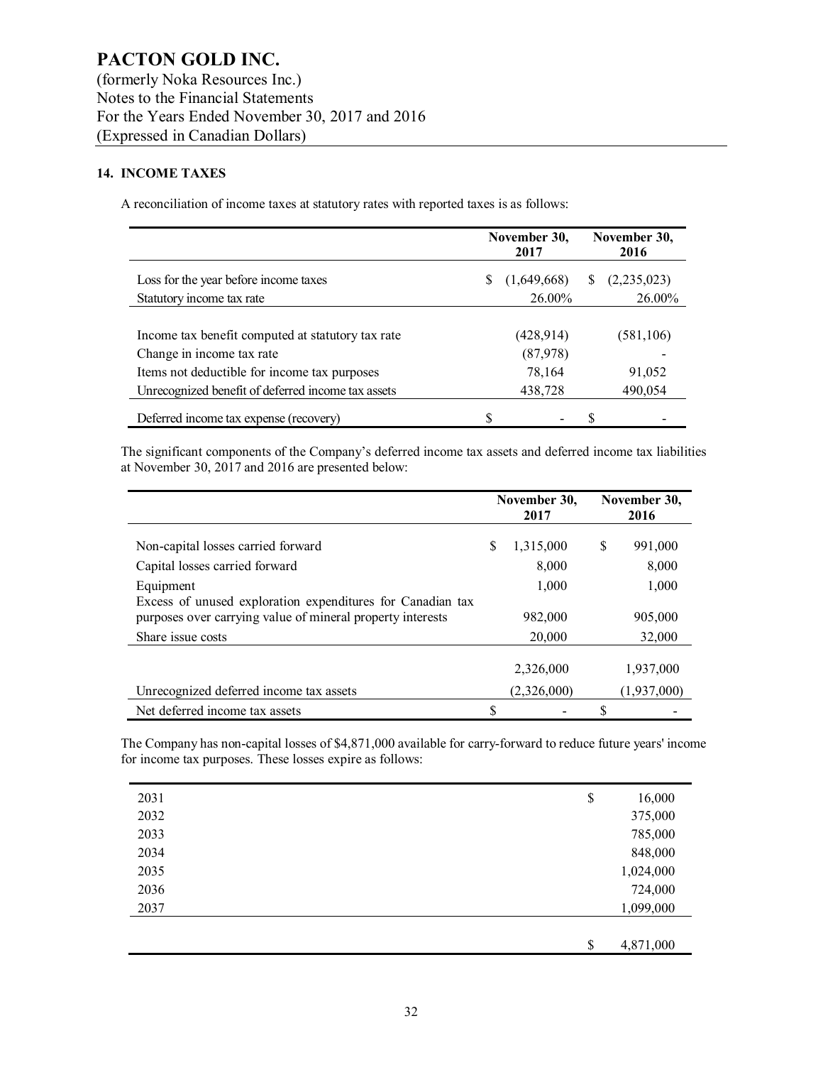# PACTON GOLD INC.

(formerly Noka Resources Inc.)
Notes to the Financial Statements
For the Years Ended November 30, 2017 and 2016
(Expressed in Canadian Dollars)

## 14. INCOME TAXES

A reconciliation of income taxes at statutory rates with reported taxes is as follows:

| | November 30, 2017 | November 30, 2016 |
|---|---|---|
| Loss for the year before income taxes | $ (1,649,668) | $ (2,235,023) |
| Statutory income tax rate | 26.00% | 26.00% |
| | | |
| Income tax benefit computed at statutory tax rate | (428,914) | (581,106) |
| Change in income tax rate | (87,978) | - |
| Items not deductible for income tax purposes | 78,164 | 91,052 |
| Unrecognized benefit of deferred income tax assets | 438,728 | 490,054 |
| Deferred income tax expense (recovery) | $ - | $ - |

The significant components of the Company's deferred income tax assets and deferred income tax liabilities at November 30, 2017 and 2016 are presented below:

| | November 30, 2017 | November 30, 2016 |
|---|---|---|
| Non-capital losses carried forward | $ 1,315,000 | $ 991,000 |
| Capital losses carried forward | 8,000 | 8,000 |
| Equipment | 1,000 | 1,000 |
| Excess of unused exploration expenditures for Canadian tax purposes over carrying value of mineral property interests | 982,000 | 905,000 |
| Share issue costs | 20,000 | 32,000 |
| | 2,326,000 | 1,937,000 |
| Unrecognized deferred income tax assets | (2,326,000) | (1,937,000) |
| Net deferred income tax assets | $ - | $ - |

The Company has non-capital losses of $4,871,000 available for carry-forward to reduce future years' income for income tax purposes. These losses expire as follows:

| | |
|---|---|
| 2031 | $ 16,000 |
| 2032 | 375,000 |
| 2033 | 785,000 |
| 2034 | 848,000 |
| 2035 | 1,024,000 |
| 2036 | 724,000 |
| 2037 | 1,099,000 |
| | $ 4,871,000 |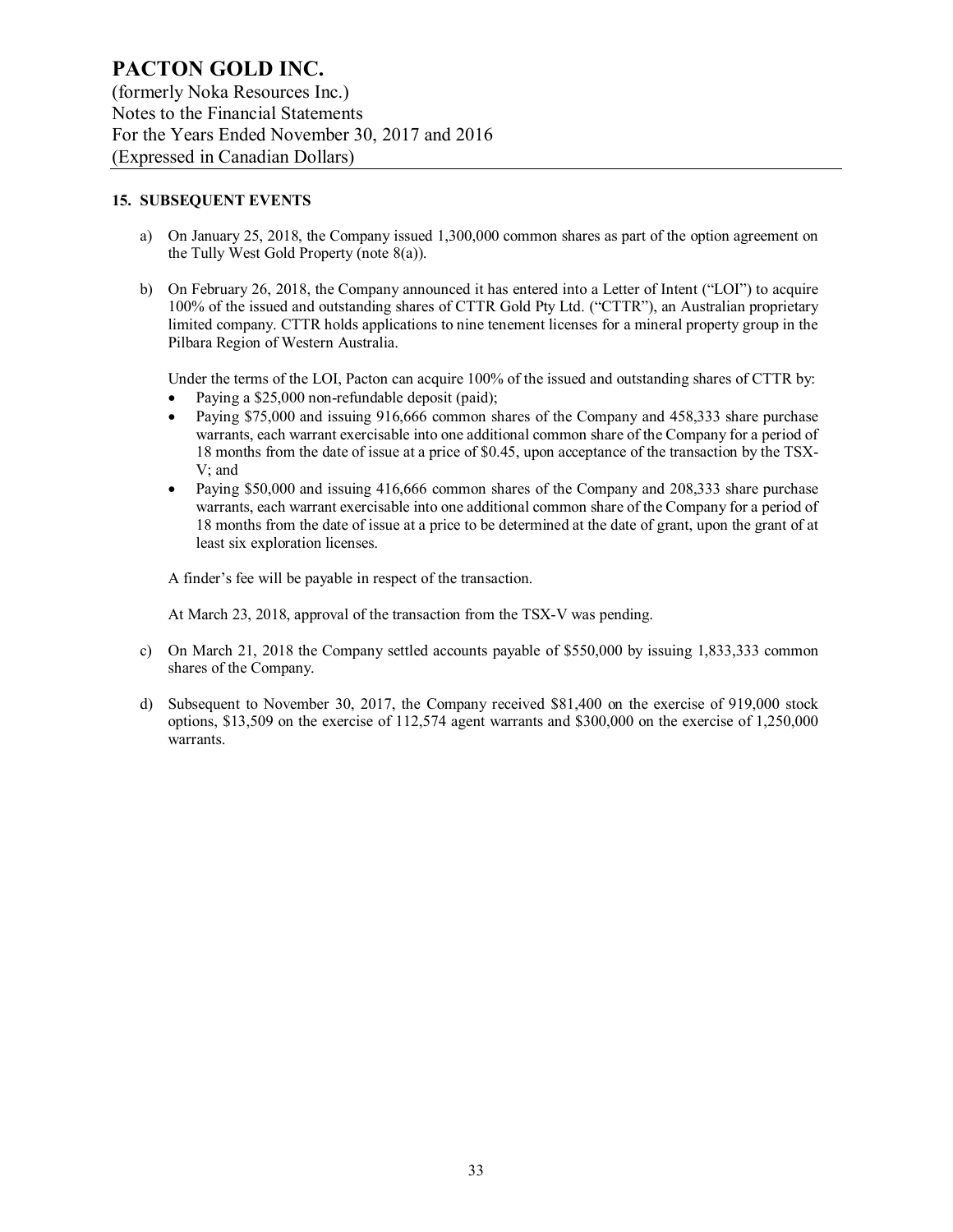## 15. SUBSEQUENT EVENTS

a) On January 25, 2018, the Company issued 1,300,000 common shares as part of the option agreement on the Tully West Gold Property (note 8(a)).

b) On February 26, 2018, the Company announced it has entered into a Letter of Intent ("LOI") to acquire 100% of the issued and outstanding shares of CTTR Gold Pty Ltd. ("CTTR"), an Australian proprietary limited company. CTTR holds applications to nine tenement licenses for a mineral property group in the Pilbara Region of Western Australia.

   Under the terms of the LOI, Pacton can acquire 100% of the issued and outstanding shares of CTTR by:

   - Paying a $25,000 non-refundable deposit (paid);
   - Paying $75,000 and issuing 916,666 common shares of the Company and 458,333 share purchase warrants, each warrant exercisable into one additional common share of the Company for a period of 18 months from the date of issue at a price of $0.45, upon acceptance of the transaction by the TSX-V; and
   - Paying $50,000 and issuing 416,666 common shares of the Company and 208,333 share purchase warrants, each warrant exercisable into one additional common share of the Company for a period of 18 months from the date of issue at a price to be determined at the date of grant, upon the grant of at least six exploration licenses.

   A finder's fee will be payable in respect of the transaction.

   At March 23, 2018, approval of the transaction from the TSX-V was pending.

c) On March 21, 2018 the Company settled accounts payable of $550,000 by issuing 1,833,333 common shares of the Company.

d) Subsequent to November 30, 2017, the Company received $81,400 on the exercise of 919,000 stock options, $13,509 on the exercise of 112,574 agent warrants and $300,000 on the exercise of 1,250,000 warrants.